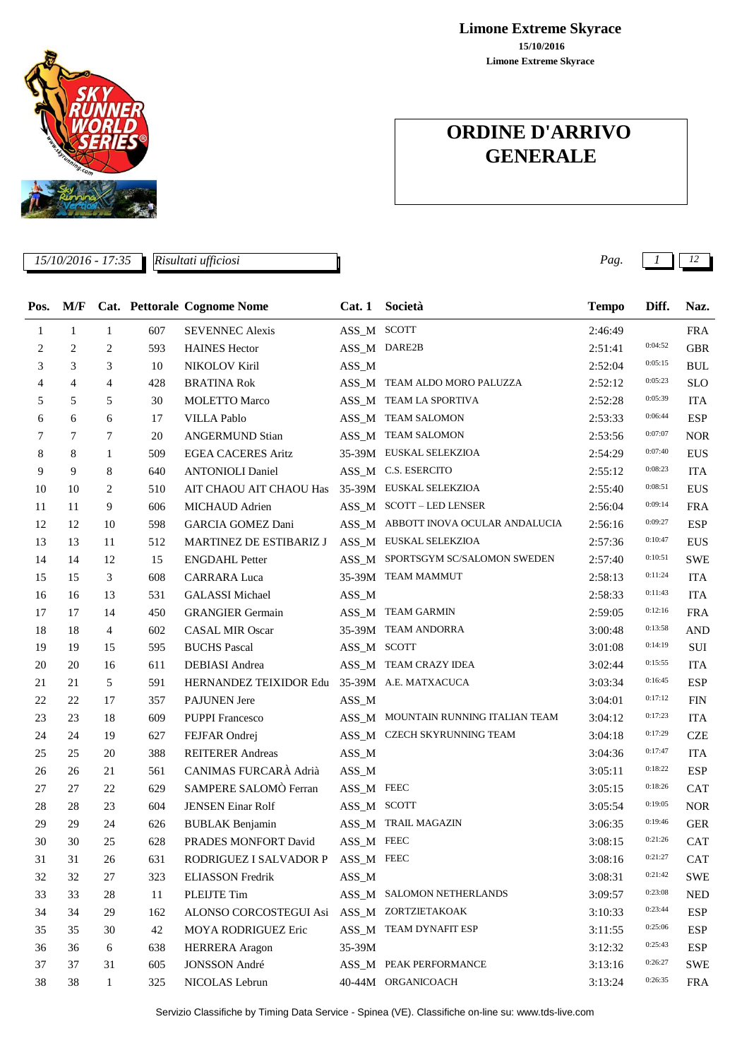# Limone Extreme Skyrace

**15/10/2016**

**Limone Extreme Skyrace**

## ORDINE D'ARRIVO GENERALE

*15/10/2016 - 17:35* | *Risultati ufficiosi*

| Pos. | M/F | Cat. | Pettorale | Cognome Nome | Cat. 1 | Società | Tempo | Diff. | Naz. |
|---|---|---|---|---|---|---|---|---|---|
| 1 | 1 | 1 | 607 | SEVENNEC Alexis | ASS_M | SCOTT | 2:46:49 | | FRA |
| 2 | 2 | 2 | 593 | HAINES Hector | ASS_M | DARE2B | 2:51:41 | 0:04:52 | GBR |
| 3 | 3 | 3 | 10 | NIKOLOV Kiril | ASS_M | | 2:52:04 | 0:05:15 | BUL |
| 4 | 4 | 4 | 428 | BRATINA Rok | ASS_M | TEAM ALDO MORO PALUZZA | 2:52:12 | 0:05:23 | SLO |
| 5 | 5 | 5 | 30 | MOLETTO Marco | ASS_M | TEAM LA SPORTIVA | 2:52:28 | 0:05:39 | ITA |
| 6 | 6 | 6 | 17 | VILLA Pablo | ASS_M | TEAM SALOMON | 2:53:33 | 0:06:44 | ESP |
| 7 | 7 | 7 | 20 | ANGERMUND Stian | ASS_M | TEAM SALOMON | 2:53:56 | 0:07:07 | NOR |
| 8 | 8 | 1 | 509 | EGEA CACERES Aritz | 35-39M | EUSKAL SELEKZIOA | 2:54:29 | 0:07:40 | EUS |
| 9 | 9 | 8 | 640 | ANTONIOLI Daniel | ASS_M | C.S. ESERCITO | 2:55:12 | 0:08:23 | ITA |
| 10 | 10 | 2 | 510 | AIT CHAOU AIT CHAOU Has | 35-39M | EUSKAL SELEKZIOA | 2:55:40 | 0:08:51 | EUS |
| 11 | 11 | 9 | 606 | MICHAUD Adrien | ASS_M | SCOTT – LED LENSER | 2:56:04 | 0:09:14 | FRA |
| 12 | 12 | 10 | 598 | GARCIA GOMEZ Dani | ASS_M | ABBOTT INOVA OCULAR ANDALUCIA | 2:56:16 | 0:09:27 | ESP |
| 13 | 13 | 11 | 512 | MARTINEZ DE ESTIBARIZ J | ASS_M | EUSKAL SELEKZIOA | 2:57:36 | 0:10:47 | EUS |
| 14 | 14 | 12 | 15 | ENGDAHL Petter | ASS_M | SPORTSGYM SC/SALOMON SWEDEN | 2:57:40 | 0:10:51 | SWE |
| 15 | 15 | 3 | 608 | CARRARA Luca | 35-39M | TEAM MAMMUT | 2:58:13 | 0:11:24 | ITA |
| 16 | 16 | 13 | 531 | GALASSI Michael | ASS_M | | 2:58:33 | 0:11:43 | ITA |
| 17 | 17 | 14 | 450 | GRANGIER Germain | ASS_M | TEAM GARMIN | 2:59:05 | 0:12:16 | FRA |
| 18 | 18 | 4 | 602 | CASAL MIR Oscar | 35-39M | TEAM ANDORRA | 3:00:48 | 0:13:58 | AND |
| 19 | 19 | 15 | 595 | BUCHS Pascal | ASS_M | SCOTT | 3:01:08 | 0:14:19 | SUI |
| 20 | 20 | 16 | 611 | DEBIASI Andrea | ASS_M | TEAM CRAZY IDEA | 3:02:44 | 0:15:55 | ITA |
| 21 | 21 | 5 | 591 | HERNANDEZ TEIXIDOR Edu | 35-39M | A.E. MATXACUCA | 3:03:34 | 0:16:45 | ESP |
| 22 | 22 | 17 | 357 | PAJUNEN Jere | ASS_M | | 3:04:01 | 0:17:12 | FIN |
| 23 | 23 | 18 | 609 | PUPPI Francesco | ASS_M | MOUNTAIN RUNNING ITALIAN TEAM | 3:04:12 | 0:17:23 | ITA |
| 24 | 24 | 19 | 627 | FEJFAR Ondrej | ASS_M | CZECH SKYRUNNING TEAM | 3:04:18 | 0:17:29 | CZE |
| 25 | 25 | 20 | 388 | REITERER Andreas | ASS_M | | 3:04:36 | 0:17:47 | ITA |
| 26 | 26 | 21 | 561 | CANIMAS FURCARÀ Adrià | ASS_M | | 3:05:11 | 0:18:22 | ESP |
| 27 | 27 | 22 | 629 | SAMPERE SALOMÒ Ferran | ASS_M | FEEC | 3:05:15 | 0:18:26 | CAT |
| 28 | 28 | 23 | 604 | JENSEN Einar Rolf | ASS_M | SCOTT | 3:05:54 | 0:19:05 | NOR |
| 29 | 29 | 24 | 626 | BUBLAK Benjamin | ASS_M | TRAIL MAGAZIN | 3:06:35 | 0:19:46 | GER |
| 30 | 30 | 25 | 628 | PRADES MONFORT David | ASS_M | FEEC | 3:08:15 | 0:21:26 | CAT |
| 31 | 31 | 26 | 631 | RODRIGUEZ I SALVADOR P | ASS_M | FEEC | 3:08:16 | 0:21:27 | CAT |
| 32 | 32 | 27 | 323 | ELIASSON Fredrik | ASS_M | | 3:08:31 | 0:21:42 | SWE |
| 33 | 33 | 28 | 11 | PLEIJTE Tim | ASS_M | SALOMON NETHERLANDS | 3:09:57 | 0:23:08 | NED |
| 34 | 34 | 29 | 162 | ALONSO CORCOSTEGUI Asi | ASS_M | ZORTZIETAKOAK | 3:10:33 | 0:23:44 | ESP |
| 35 | 35 | 30 | 42 | MOYA RODRIGUEZ Eric | ASS_M | TEAM DYNAFIT ESP | 3:11:55 | 0:25:06 | ESP |
| 36 | 36 | 6 | 638 | HERRERA Aragon | 35-39M | | 3:12:32 | 0:25:43 | ESP |
| 37 | 37 | 31 | 605 | JONSSON André | ASS_M | PEAK PERFORMANCE | 3:13:16 | 0:26:27 | SWE |
| 38 | 38 | 1 | 325 | NICOLAS Lebrun | 40-44M | ORGANICOACH | 3:13:24 | 0:26:35 | FRA |

Servizio Classifiche by Timing Data Service - Spinea (VE). Classifiche on-line su: www.tds-live.com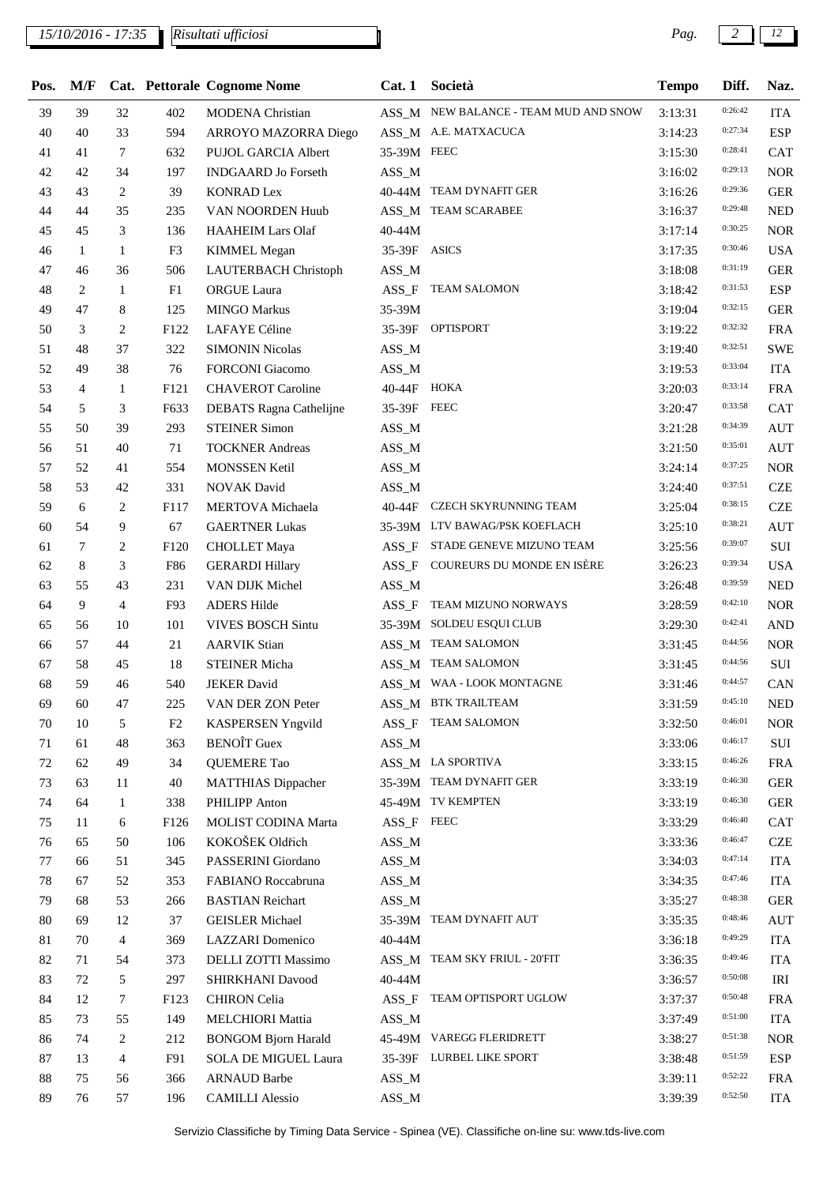| Pos. | M/F | Cat. | Pettorale | Cognome Nome | Cat. 1 | Società | Tempo | Diff. | Naz. |
|---|---|---|---|---|---|---|---|---|---|
| 39 | 39 | 32 | 402 | MODENA Christian | ASS_M | NEW BALANCE - TEAM MUD AND SNOW | 3:13:31 | 0:26:42 | ITA |
| 40 | 40 | 33 | 594 | ARROYO MAZORRA Diego | ASS_M | A.E. MATXACUCA | 3:14:23 | 0:27:34 | ESP |
| 41 | 41 | 7 | 632 | PUJOL GARCIA Albert | 35-39M | FEEC | 3:15:30 | 0:28:41 | CAT |
| 42 | 42 | 34 | 197 | INDGAARD Jo Forseth | ASS_M | | 3:16:02 | 0:29:13 | NOR |
| 43 | 43 | 2 | 39 | KONRAD Lex | 40-44M | TEAM DYNAFIT GER | 3:16:26 | 0:29:36 | GER |
| 44 | 44 | 35 | 235 | VAN NOORDEN Huub | ASS_M | TEAM SCARABEE | 3:16:37 | 0:29:48 | NED |
| 45 | 45 | 3 | 136 | HAAHEIM Lars Olaf | 40-44M | | 3:17:14 | 0:30:25 | NOR |
| 46 | 1 | 1 | F3 | KIMMEL Megan | 35-39F | ASICS | 3:17:35 | 0:30:46 | USA |
| 47 | 46 | 36 | 506 | LAUTERBACH Christoph | ASS_M | | 3:18:08 | 0:31:19 | GER |
| 48 | 2 | 1 | F1 | ORGUE Laura | ASS_F | TEAM SALOMON | 3:18:42 | 0:31:53 | ESP |
| 49 | 47 | 8 | 125 | MINGO Markus | 35-39M | | 3:19:04 | 0:32:15 | GER |
| 50 | 3 | 2 | F122 | LAFAYE Céline | 35-39F | OPTISPORT | 3:19:22 | 0:32:32 | FRA |
| 51 | 48 | 37 | 322 | SIMONIN Nicolas | ASS_M | | 3:19:40 | 0:32:51 | SWE |
| 52 | 49 | 38 | 76 | FORCONI Giacomo | ASS_M | | 3:19:53 | 0:33:04 | ITA |
| 53 | 4 | 1 | F121 | CHAVEROT Caroline | 40-44F | HOKA | 3:20:03 | 0:33:14 | FRA |
| 54 | 5 | 3 | F633 | DEBATS Ragna Cathelijne | 35-39F | FEEC | 3:20:47 | 0:33:58 | CAT |
| 55 | 50 | 39 | 293 | STEINER Simon | ASS_M | | 3:21:28 | 0:34:39 | AUT |
| 56 | 51 | 40 | 71 | TOCKNER Andreas | ASS_M | | 3:21:50 | 0:35:01 | AUT |
| 57 | 52 | 41 | 554 | MONSSEN Ketil | ASS_M | | 3:24:14 | 0:37:25 | NOR |
| 58 | 53 | 42 | 331 | NOVAK David | ASS_M | | 3:24:40 | 0:37:51 | CZE |
| 59 | 6 | 2 | F117 | MERTOVA Michaela | 40-44F | CZECH SKYRUNNING TEAM | 3:25:04 | 0:38:15 | CZE |
| 60 | 54 | 9 | 67 | GAERTNER Lukas | 35-39M | LTV BAWAG/PSK KOEFLACH | 3:25:10 | 0:38:21 | AUT |
| 61 | 7 | 2 | F120 | CHOLLET Maya | ASS_F | STADE GENEVE MIZUNO TEAM | 3:25:56 | 0:39:07 | SUI |
| 62 | 8 | 3 | F86 | GERARDI Hillary | ASS_F | COUREURS DU MONDE EN ISÈRE | 3:26:23 | 0:39:34 | USA |
| 63 | 55 | 43 | 231 | VAN DIJK Michel | ASS_M | | 3:26:48 | 0:39:59 | NED |
| 64 | 9 | 4 | F93 | ADERS Hilde | ASS_F | TEAM MIZUNO NORWAYS | 3:28:59 | 0:42:10 | NOR |
| 65 | 56 | 10 | 101 | VIVES BOSCH Sintu | 35-39M | SOLDEU ESQUI CLUB | 3:29:30 | 0:42:41 | AND |
| 66 | 57 | 44 | 21 | AARVIK Stian | ASS_M | TEAM SALOMON | 3:31:45 | 0:44:56 | NOR |
| 67 | 58 | 45 | 18 | STEINER Micha | ASS_M | TEAM SALOMON | 3:31:45 | 0:44:56 | SUI |
| 68 | 59 | 46 | 540 | JEKER David | ASS_M | WAA - LOOK MONTAGNE | 3:31:46 | 0:44:57 | CAN |
| 69 | 60 | 47 | 225 | VAN DER ZON Peter | ASS_M | BTK TRAILTEAM | 3:31:59 | 0:45:10 | NED |
| 70 | 10 | 5 | F2 | KASPERSEN Yngvild | ASS_F | TEAM SALOMON | 3:32:50 | 0:46:01 | NOR |
| 71 | 61 | 48 | 363 | BENOÎT Guex | ASS_M | | 3:33:06 | 0:46:17 | SUI |
| 72 | 62 | 49 | 34 | QUEMERE Tao | ASS_M | LA SPORTIVA | 3:33:15 | 0:46:26 | FRA |
| 73 | 63 | 11 | 40 | MATTHIAS Dippacher | 35-39M | TEAM DYNAFIT GER | 3:33:19 | 0:46:30 | GER |
| 74 | 64 | 1 | 338 | PHILIPP Anton | 45-49M | TV KEMPTEN | 3:33:19 | 0:46:30 | GER |
| 75 | 11 | 6 | F126 | MOLIST CODINA Marta | ASS_F | FEEC | 3:33:29 | 0:46:40 | CAT |
| 76 | 65 | 50 | 106 | KOKOŠEK Oldřich | ASS_M | | 3:33:36 | 0:46:47 | CZE |
| 77 | 66 | 51 | 345 | PASSERINI Giordano | ASS_M | | 3:34:03 | 0:47:14 | ITA |
| 78 | 67 | 52 | 353 | FABIANO Roccabruna | ASS_M | | 3:34:35 | 0:47:46 | ITA |
| 79 | 68 | 53 | 266 | BASTIAN Reichart | ASS_M | | 3:35:27 | 0:48:38 | GER |
| 80 | 69 | 12 | 37 | GEISLER Michael | 35-39M | TEAM DYNAFIT AUT | 3:35:35 | 0:48:46 | AUT |
| 81 | 70 | 4 | 369 | LAZZARI Domenico | 40-44M | | 3:36:18 | 0:49:29 | ITA |
| 82 | 71 | 54 | 373 | DELLI ZOTTI Massimo | ASS_M | TEAM SKY FRIUL - 20'FIT | 3:36:35 | 0:49:46 | ITA |
| 83 | 72 | 5 | 297 | SHIRKHANI Davood | 40-44M | | 3:36:57 | 0:50:08 | IRI |
| 84 | 12 | 7 | F123 | CHIRON Celia | ASS_F | TEAM OPTISPORT UGLOW | 3:37:37 | 0:50:48 | FRA |
| 85 | 73 | 55 | 149 | MELCHIORI Mattia | ASS_M | | 3:37:49 | 0:51:00 | ITA |
| 86 | 74 | 2 | 212 | BONGOM Bjorn Harald | 45-49M | VAREGG FLERIDRETT | 3:38:27 | 0:51:38 | NOR |
| 87 | 13 | 4 | F91 | SOLA DE MIGUEL Laura | 35-39F | LURBEL LIKE SPORT | 3:38:48 | 0:51:59 | ESP |
| 88 | 75 | 56 | 366 | ARNAUD Barbe | ASS_M | | 3:39:11 | 0:52:22 | FRA |
| 89 | 76 | 57 | 196 | CAMILLI Alessio | ASS_M | | 3:39:39 | 0:52:50 | ITA |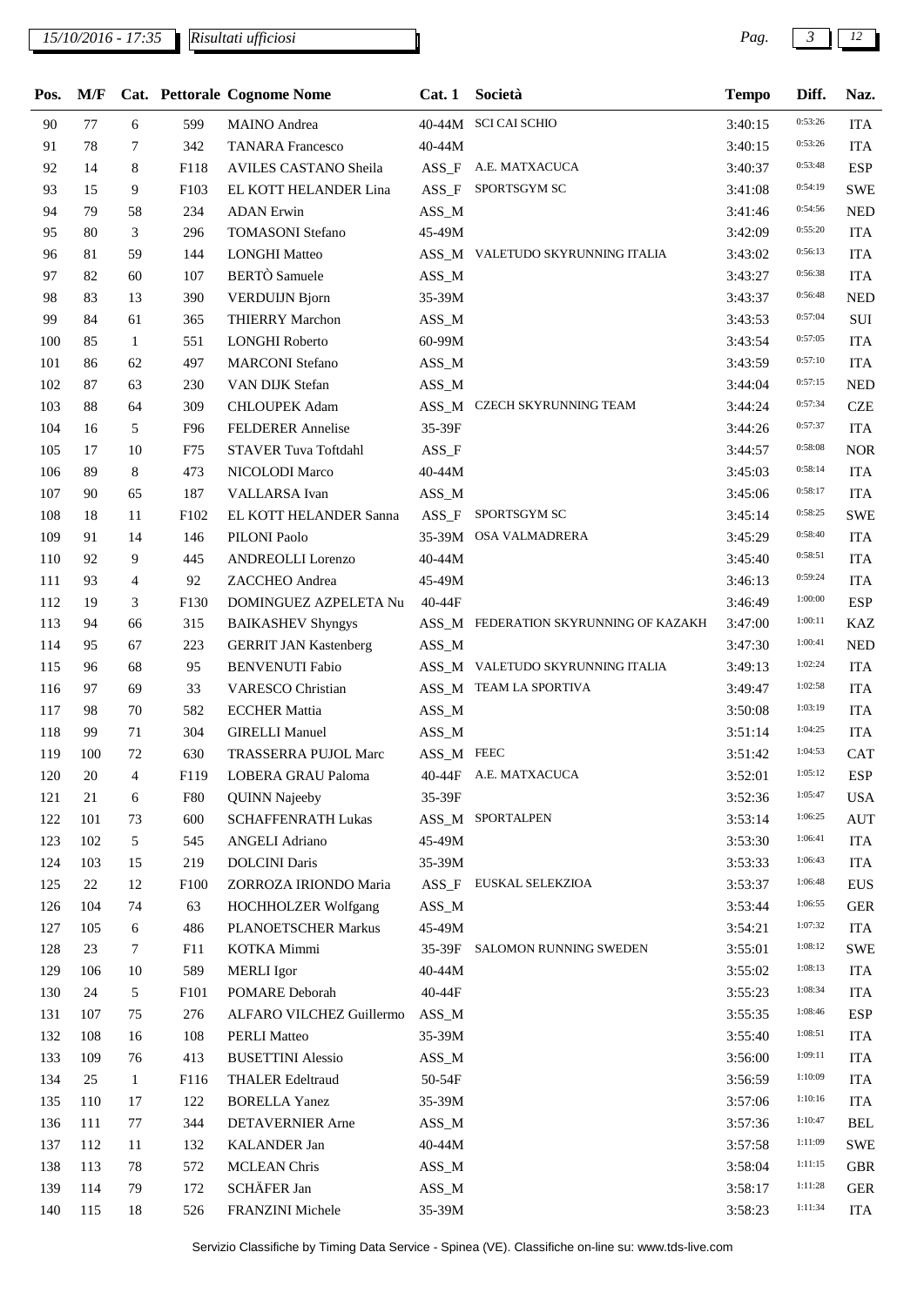| Pos. | M/F | Cat. | Pettorale | Cognome Nome | Cat. 1 | Società | Tempo | Diff. | Naz. |
|---|---|---|---|---|---|---|---|---|---|
| 90 | 77 | 6 | 599 | MAINO Andrea | 40-44M | SCI CAI SCHIO | 3:40:15 | 0:53:26 | ITA |
| 91 | 78 | 7 | 342 | TANARA Francesco | 40-44M | | 3:40:15 | 0:53:26 | ITA |
| 92 | 14 | 8 | F118 | AVILES CASTANO Sheila | ASS_F | A.E. MATXACUCA | 3:40:37 | 0:53:48 | ESP |
| 93 | 15 | 9 | F103 | EL KOTT HELANDER Lina | ASS_F | SPORTSGYM SC | 3:41:08 | 0:54:19 | SWE |
| 94 | 79 | 58 | 234 | ADAN Erwin | ASS_M | | 3:41:46 | 0:54:56 | NED |
| 95 | 80 | 3 | 296 | TOMASONI Stefano | 45-49M | | 3:42:09 | 0:55:20 | ITA |
| 96 | 81 | 59 | 144 | LONGHI Matteo | ASS_M | VALETUDO SKYRUNNING ITALIA | 3:43:02 | 0:56:13 | ITA |
| 97 | 82 | 60 | 107 | BERTÒ Samuele | ASS_M | | 3:43:27 | 0:56:38 | ITA |
| 98 | 83 | 13 | 390 | VERDUIJN Bjorn | 35-39M | | 3:43:37 | 0:56:48 | NED |
| 99 | 84 | 61 | 365 | THIERRY Marchon | ASS_M | | 3:43:53 | 0:57:04 | SUI |
| 100 | 85 | 1 | 551 | LONGHI Roberto | 60-99M | | 3:43:54 | 0:57:05 | ITA |
| 101 | 86 | 62 | 497 | MARCONI Stefano | ASS_M | | 3:43:59 | 0:57:10 | ITA |
| 102 | 87 | 63 | 230 | VAN DIJK Stefan | ASS_M | | 3:44:04 | 0:57:15 | NED |
| 103 | 88 | 64 | 309 | CHLOUPEK Adam | ASS_M | CZECH SKYRUNNING TEAM | 3:44:24 | 0:57:34 | CZE |
| 104 | 16 | 5 | F96 | FELDERER Annelise | 35-39F | | 3:44:26 | 0:57:37 | ITA |
| 105 | 17 | 10 | F75 | STAVER Tuva Toftdahl | ASS_F | | 3:44:57 | 0:58:08 | NOR |
| 106 | 89 | 8 | 473 | NICOLODI Marco | 40-44M | | 3:45:03 | 0:58:14 | ITA |
| 107 | 90 | 65 | 187 | VALLARSA Ivan | ASS_M | | 3:45:06 | 0:58:17 | ITA |
| 108 | 18 | 11 | F102 | EL KOTT HELANDER Sanna | ASS_F | SPORTSGYM SC | 3:45:14 | 0:58:25 | SWE |
| 109 | 91 | 14 | 146 | PILONI Paolo | 35-39M | OSA VALMADRERA | 3:45:29 | 0:58:40 | ITA |
| 110 | 92 | 9 | 445 | ANDREOLLI Lorenzo | 40-44M | | 3:45:40 | 0:58:51 | ITA |
| 111 | 93 | 4 | 92 | ZACCHEO Andrea | 45-49M | | 3:46:13 | 0:59:24 | ITA |
| 112 | 19 | 3 | F130 | DOMINGUEZ AZPELETA Nu | 40-44F | | 3:46:49 | 1:00:00 | ESP |
| 113 | 94 | 66 | 315 | BAIKASHEV Shyngys | ASS_M | FEDERATION SKYRUNNING OF KAZAKH | 3:47:00 | 1:00:11 | KAZ |
| 114 | 95 | 67 | 223 | GERRIT JAN Kastenberg | ASS_M | | 3:47:30 | 1:00:41 | NED |
| 115 | 96 | 68 | 95 | BENVENUTI Fabio | ASS_M | VALETUDO SKYRUNNING ITALIA | 3:49:13 | 1:02:24 | ITA |
| 116 | 97 | 69 | 33 | VARESCO Christian | ASS_M | TEAM LA SPORTIVA | 3:49:47 | 1:02:58 | ITA |
| 117 | 98 | 70 | 582 | ECCHER Mattia | ASS_M | | 3:50:08 | 1:03:19 | ITA |
| 118 | 99 | 71 | 304 | GIRELLI Manuel | ASS_M | | 3:51:14 | 1:04:25 | ITA |
| 119 | 100 | 72 | 630 | TRASSERRA PUJOL Marc | ASS_M | FEEC | 3:51:42 | 1:04:53 | CAT |
| 120 | 20 | 4 | F119 | LOBERA GRAU Paloma | 40-44F | A.E. MATXACUCA | 3:52:01 | 1:05:12 | ESP |
| 121 | 21 | 6 | F80 | QUINN Najeeby | 35-39F | | 3:52:36 | 1:05:47 | USA |
| 122 | 101 | 73 | 600 | SCHAFFENRATH Lukas | ASS_M | SPORTALPEN | 3:53:14 | 1:06:25 | AUT |
| 123 | 102 | 5 | 545 | ANGELI Adriano | 45-49M | | 3:53:30 | 1:06:41 | ITA |
| 124 | 103 | 15 | 219 | DOLCINI Daris | 35-39M | | 3:53:33 | 1:06:43 | ITA |
| 125 | 22 | 12 | F100 | ZORROZA IRIONDO Maria | ASS_F | EUSKAL SELEKZIOA | 3:53:37 | 1:06:48 | EUS |
| 126 | 104 | 74 | 63 | HOCHHOLZER Wolfgang | ASS_M | | 3:53:44 | 1:06:55 | GER |
| 127 | 105 | 6 | 486 | PLANOETSCHER Markus | 45-49M | | 3:54:21 | 1:07:32 | ITA |
| 128 | 23 | 7 | F11 | KOTKA Mimmi | 35-39F | SALOMON RUNNING SWEDEN | 3:55:01 | 1:08:12 | SWE |
| 129 | 106 | 10 | 589 | MERLI Igor | 40-44M | | 3:55:02 | 1:08:13 | ITA |
| 130 | 24 | 5 | F101 | POMARE Deborah | 40-44F | | 3:55:23 | 1:08:34 | ITA |
| 131 | 107 | 75 | 276 | ALFARO VILCHEZ Guillermo | ASS_M | | 3:55:35 | 1:08:46 | ESP |
| 132 | 108 | 16 | 108 | PERLI Matteo | 35-39M | | 3:55:40 | 1:08:51 | ITA |
| 133 | 109 | 76 | 413 | BUSETTINI Alessio | ASS_M | | 3:56:00 | 1:09:11 | ITA |
| 134 | 25 | 1 | F116 | THALER Edeltraud | 50-54F | | 3:56:59 | 1:10:09 | ITA |
| 135 | 110 | 17 | 122 | BORELLA Yanez | 35-39M | | 3:57:06 | 1:10:16 | ITA |
| 136 | 111 | 77 | 344 | DETAVERNIER Arne | ASS_M | | 3:57:36 | 1:10:47 | BEL |
| 137 | 112 | 11 | 132 | KALANDER Jan | 40-44M | | 3:57:58 | 1:11:09 | SWE |
| 138 | 113 | 78 | 572 | MCLEAN Chris | ASS_M | | 3:58:04 | 1:11:15 | GBR |
| 139 | 114 | 79 | 172 | SCHÄFER Jan | ASS_M | | 3:58:17 | 1:11:28 | GER |
| 140 | 115 | 18 | 526 | FRANZINI Michele | 35-39M | | 3:58:23 | 1:11:34 | ITA |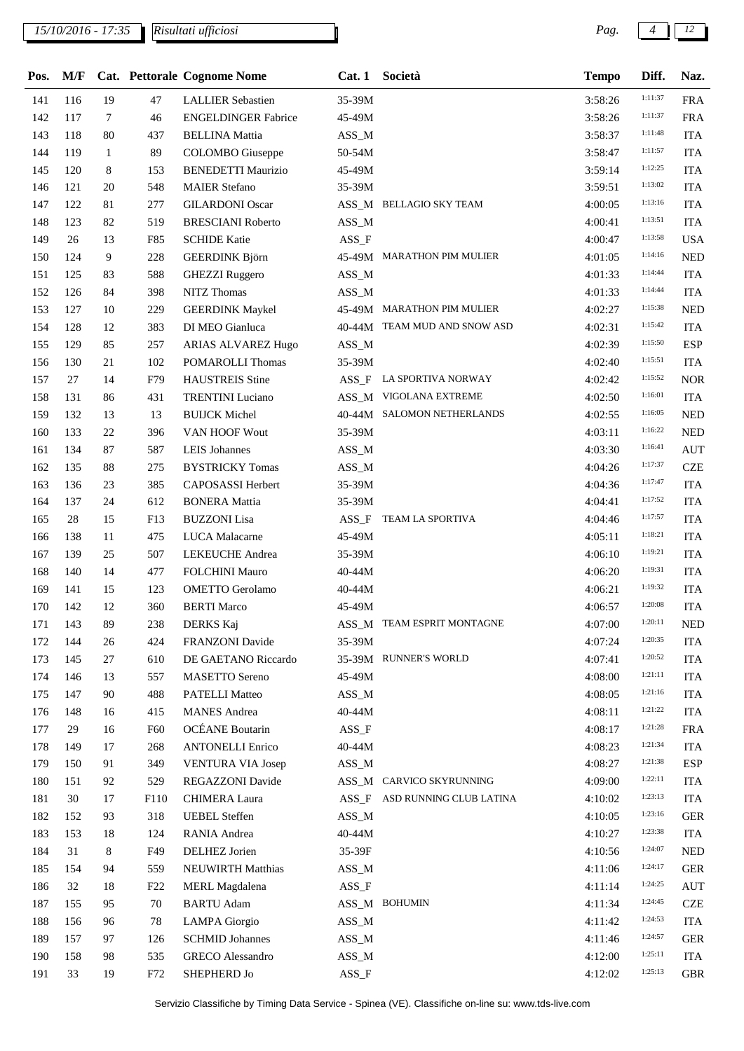| Pos. | M/F | Cat. | Pettorale | Cognome Nome | Cat. 1 | Società | Tempo | Diff. | Naz. |
|---|---|---|---|---|---|---|---|---|---|
| 141 | 116 | 19 | 47 | LALLIER Sebastien | 35-39M | | 3:58:26 | 1:11:37 | FRA |
| 142 | 117 | 7 | 46 | ENGELDINGER Fabrice | 45-49M | | 3:58:26 | 1:11:37 | FRA |
| 143 | 118 | 80 | 437 | BELLINA Mattia | ASS_M | | 3:58:37 | 1:11:48 | ITA |
| 144 | 119 | 1 | 89 | COLOMBO Giuseppe | 50-54M | | 3:58:47 | 1:11:57 | ITA |
| 145 | 120 | 8 | 153 | BENEDETTI Maurizio | 45-49M | | 3:59:14 | 1:12:25 | ITA |
| 146 | 121 | 20 | 548 | MAIER Stefano | 35-39M | | 3:59:51 | 1:13:02 | ITA |
| 147 | 122 | 81 | 277 | GILARDONI Oscar | ASS_M | BELLAGIO SKY TEAM | 4:00:05 | 1:13:16 | ITA |
| 148 | 123 | 82 | 519 | BRESCIANI Roberto | ASS_M | | 4:00:41 | 1:13:51 | ITA |
| 149 | 26 | 13 | F85 | SCHIDE Katie | ASS_F | | 4:00:47 | 1:13:58 | USA |
| 150 | 124 | 9 | 228 | GEERDINK Björn | 45-49M | MARATHON PIM MULIER | 4:01:05 | 1:14:16 | NED |
| 151 | 125 | 83 | 588 | GHEZZI Ruggero | ASS_M | | 4:01:33 | 1:14:44 | ITA |
| 152 | 126 | 84 | 398 | NITZ Thomas | ASS_M | | 4:01:33 | 1:14:44 | ITA |
| 153 | 127 | 10 | 229 | GEERDINK Maykel | 45-49M | MARATHON PIM MULIER | 4:02:27 | 1:15:38 | NED |
| 154 | 128 | 12 | 383 | DI MEO Gianluca | 40-44M | TEAM MUD AND SNOW ASD | 4:02:31 | 1:15:42 | ITA |
| 155 | 129 | 85 | 257 | ARIAS ALVAREZ Hugo | ASS_M | | 4:02:39 | 1:15:50 | ESP |
| 156 | 130 | 21 | 102 | POMAROLLI Thomas | 35-39M | | 4:02:40 | 1:15:51 | ITA |
| 157 | 27 | 14 | F79 | HAUSTREIS Stine | ASS_F | LA SPORTIVA NORWAY | 4:02:42 | 1:15:52 | NOR |
| 158 | 131 | 86 | 431 | TRENTINI Luciano | ASS_M | VIGOLANA EXTREME | 4:02:50 | 1:16:01 | ITA |
| 159 | 132 | 13 | 13 | BUIJCK Michel | 40-44M | SALOMON NETHERLANDS | 4:02:55 | 1:16:05 | NED |
| 160 | 133 | 22 | 396 | VAN HOOF Wout | 35-39M | | 4:03:11 | 1:16:22 | NED |
| 161 | 134 | 87 | 587 | LEIS Johannes | ASS_M | | 4:03:30 | 1:16:41 | AUT |
| 162 | 135 | 88 | 275 | BYSTRICKY Tomas | ASS_M | | 4:04:26 | 1:17:37 | CZE |
| 163 | 136 | 23 | 385 | CAPOSASSI Herbert | 35-39M | | 4:04:36 | 1:17:47 | ITA |
| 164 | 137 | 24 | 612 | BONERA Mattia | 35-39M | | 4:04:41 | 1:17:52 | ITA |
| 165 | 28 | 15 | F13 | BUZZONI Lisa | ASS_F | TEAM LA SPORTIVA | 4:04:46 | 1:17:57 | ITA |
| 166 | 138 | 11 | 475 | LUCA Malacarne | 45-49M | | 4:05:11 | 1:18:21 | ITA |
| 167 | 139 | 25 | 507 | LEKEUCHE Andrea | 35-39M | | 4:06:10 | 1:19:21 | ITA |
| 168 | 140 | 14 | 477 | FOLCHINI Mauro | 40-44M | | 4:06:20 | 1:19:31 | ITA |
| 169 | 141 | 15 | 123 | OMETTO Gerolamo | 40-44M | | 4:06:21 | 1:19:32 | ITA |
| 170 | 142 | 12 | 360 | BERTI Marco | 45-49M | | 4:06:57 | 1:20:08 | ITA |
| 171 | 143 | 89 | 238 | DERKS Kaj | ASS_M | TEAM ESPRIT MONTAGNE | 4:07:00 | 1:20:11 | NED |
| 172 | 144 | 26 | 424 | FRANZONI Davide | 35-39M | | 4:07:24 | 1:20:35 | ITA |
| 173 | 145 | 27 | 610 | DE GAETANO Riccardo | 35-39M | RUNNER'S WORLD | 4:07:41 | 1:20:52 | ITA |
| 174 | 146 | 13 | 557 | MASETTO Sereno | 45-49M | | 4:08:00 | 1:21:11 | ITA |
| 175 | 147 | 90 | 488 | PATELLI Matteo | ASS_M | | 4:08:05 | 1:21:16 | ITA |
| 176 | 148 | 16 | 415 | MANES Andrea | 40-44M | | 4:08:11 | 1:21:22 | ITA |
| 177 | 29 | 16 | F60 | OCÉANE Boutarin | ASS_F | | 4:08:17 | 1:21:28 | FRA |
| 178 | 149 | 17 | 268 | ANTONELLI Enrico | 40-44M | | 4:08:23 | 1:21:34 | ITA |
| 179 | 150 | 91 | 349 | VENTURA VIA Josep | ASS_M | | 4:08:27 | 1:21:38 | ESP |
| 180 | 151 | 92 | 529 | REGAZZONI Davide | ASS_M | CARVICO SKYRUNNING | 4:09:00 | 1:22:11 | ITA |
| 181 | 30 | 17 | F110 | CHIMERA Laura | ASS_F | ASD RUNNING CLUB LATINA | 4:10:02 | 1:23:13 | ITA |
| 182 | 152 | 93 | 318 | UEBEL Steffen | ASS_M | | 4:10:05 | 1:23:16 | GER |
| 183 | 153 | 18 | 124 | RANIA Andrea | 40-44M | | 4:10:27 | 1:23:38 | ITA |
| 184 | 31 | 8 | F49 | DELHEZ Jorien | 35-39F | | 4:10:56 | 1:24:07 | NED |
| 185 | 154 | 94 | 559 | NEUWIRTH Matthias | ASS_M | | 4:11:06 | 1:24:17 | GER |
| 186 | 32 | 18 | F22 | MERL Magdalena | ASS_F | | 4:11:14 | 1:24:25 | AUT |
| 187 | 155 | 95 | 70 | BARTU Adam | ASS_M | BOHUMIN | 4:11:34 | 1:24:45 | CZE |
| 188 | 156 | 96 | 78 | LAMPA Giorgio | ASS_M | | 4:11:42 | 1:24:53 | ITA |
| 189 | 157 | 97 | 126 | SCHMID Johannes | ASS_M | | 4:11:46 | 1:24:57 | GER |
| 190 | 158 | 98 | 535 | GRECO Alessandro | ASS_M | | 4:12:00 | 1:25:11 | ITA |
| 191 | 33 | 19 | F72 | SHEPHERD Jo | ASS_F | | 4:12:02 | 1:25:13 | GBR |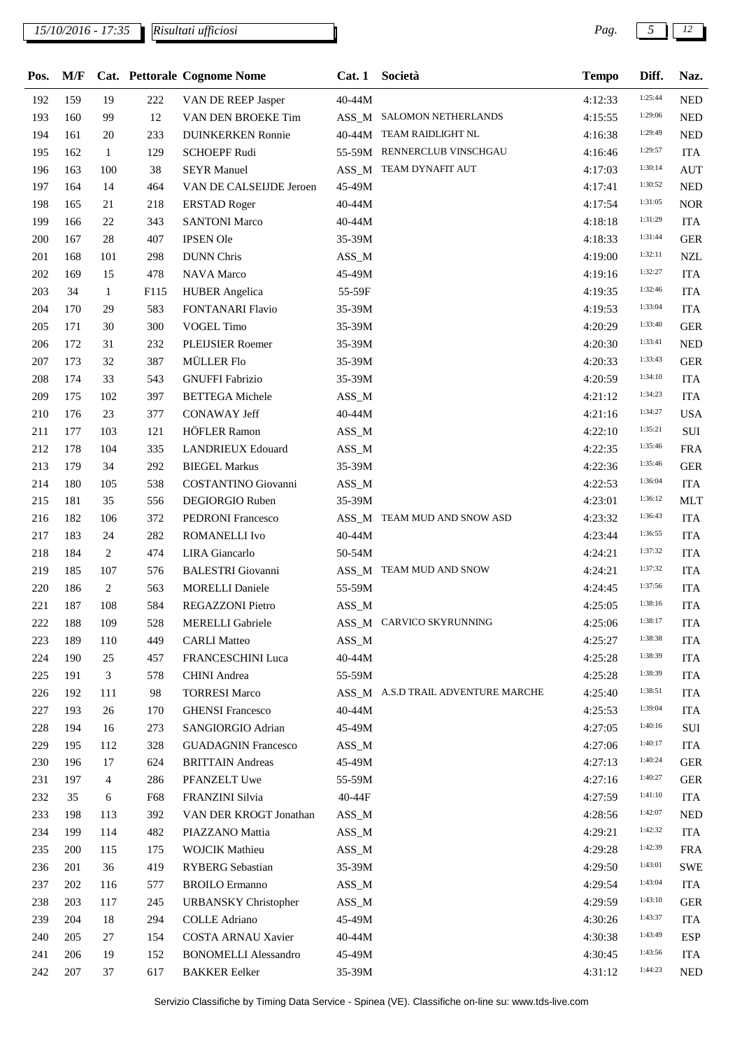| Pos. | M/F | Cat. | Pettorale | Cognome Nome | Cat. 1 | Società | Tempo | Diff. | Naz. |
|---|---|---|---|---|---|---|---|---|---|
| 192 | 159 | 19 | 222 | VAN DE REEP Jasper | 40-44M | | 4:12:33 | 1:25:44 | NED |
| 193 | 160 | 99 | 12 | VAN DEN BROEKE Tim | ASS_M | SALOMON NETHERLANDS | 4:15:55 | 1:29:06 | NED |
| 194 | 161 | 20 | 233 | DUINKERKEN Ronnie | 40-44M | TEAM RAIDLIGHT NL | 4:16:38 | 1:29:49 | NED |
| 195 | 162 | 1 | 129 | SCHOEPF Rudi | 55-59M | RENNERCLUB VINSCHGAU | 4:16:46 | 1:29:57 | ITA |
| 196 | 163 | 100 | 38 | SEYR Manuel | ASS_M | TEAM DYNAFIT AUT | 4:17:03 | 1:30:14 | AUT |
| 197 | 164 | 14 | 464 | VAN DE CALSEIJDE Jeroen | 45-49M | | 4:17:41 | 1:30:52 | NED |
| 198 | 165 | 21 | 218 | ERSTAD Roger | 40-44M | | 4:17:54 | 1:31:05 | NOR |
| 199 | 166 | 22 | 343 | SANTONI Marco | 40-44M | | 4:18:18 | 1:31:29 | ITA |
| 200 | 167 | 28 | 407 | IPSEN Ole | 35-39M | | 4:18:33 | 1:31:44 | GER |
| 201 | 168 | 101 | 298 | DUNN Chris | ASS_M | | 4:19:00 | 1:32:11 | NZL |
| 202 | 169 | 15 | 478 | NAVA Marco | 45-49M | | 4:19:16 | 1:32:27 | ITA |
| 203 | 34 | 1 | F115 | HUBER Angelica | 55-59F | | 4:19:35 | 1:32:46 | ITA |
| 204 | 170 | 29 | 583 | FONTANARI Flavio | 35-39M | | 4:19:53 | 1:33:04 | ITA |
| 205 | 171 | 30 | 300 | VOGEL Timo | 35-39M | | 4:20:29 | 1:33:40 | GER |
| 206 | 172 | 31 | 232 | PLEIJSIER Roemer | 35-39M | | 4:20:30 | 1:33:41 | NED |
| 207 | 173 | 32 | 387 | MÜLLER Flo | 35-39M | | 4:20:33 | 1:33:43 | GER |
| 208 | 174 | 33 | 543 | GNUFFI Fabrizio | 35-39M | | 4:20:59 | 1:34:10 | ITA |
| 209 | 175 | 102 | 397 | BETTEGA Michele | ASS_M | | 4:21:12 | 1:34:23 | ITA |
| 210 | 176 | 23 | 377 | CONAWAY Jeff | 40-44M | | 4:21:16 | 1:34:27 | USA |
| 211 | 177 | 103 | 121 | HÖFLER Ramon | ASS_M | | 4:22:10 | 1:35:21 | SUI |
| 212 | 178 | 104 | 335 | LANDRIEUX Edouard | ASS_M | | 4:22:35 | 1:35:46 | FRA |
| 213 | 179 | 34 | 292 | BIEGEL Markus | 35-39M | | 4:22:36 | 1:35:46 | GER |
| 214 | 180 | 105 | 538 | COSTANTINO Giovanni | ASS_M | | 4:22:53 | 1:36:04 | ITA |
| 215 | 181 | 35 | 556 | DEGIORGIO Ruben | 35-39M | | 4:23:01 | 1:36:12 | MLT |
| 216 | 182 | 106 | 372 | PEDRONI Francesco | ASS_M | TEAM MUD AND SNOW ASD | 4:23:32 | 1:36:43 | ITA |
| 217 | 183 | 24 | 282 | ROMANELLI Ivo | 40-44M | | 4:23:44 | 1:36:55 | ITA |
| 218 | 184 | 2 | 474 | LIRA Giancarlo | 50-54M | | 4:24:21 | 1:37:32 | ITA |
| 219 | 185 | 107 | 576 | BALESTRI Giovanni | ASS_M | TEAM MUD AND SNOW | 4:24:21 | 1:37:32 | ITA |
| 220 | 186 | 2 | 563 | MORELLI Daniele | 55-59M | | 4:24:45 | 1:37:56 | ITA |
| 221 | 187 | 108 | 584 | REGAZZONI Pietro | ASS_M | | 4:25:05 | 1:38:16 | ITA |
| 222 | 188 | 109 | 528 | MERELLI Gabriele | ASS_M | CARVICO SKYRUNNING | 4:25:06 | 1:38:17 | ITA |
| 223 | 189 | 110 | 449 | CARLI Matteo | ASS_M | | 4:25:27 | 1:38:38 | ITA |
| 224 | 190 | 25 | 457 | FRANCESCHINI Luca | 40-44M | | 4:25:28 | 1:38:39 | ITA |
| 225 | 191 | 3 | 578 | CHINI Andrea | 55-59M | | 4:25:28 | 1:38:39 | ITA |
| 226 | 192 | 111 | 98 | TORRESI Marco | ASS_M | A.S.D TRAIL ADVENTURE MARCHE | 4:25:40 | 1:38:51 | ITA |
| 227 | 193 | 26 | 170 | GHENSI Francesco | 40-44M | | 4:25:53 | 1:39:04 | ITA |
| 228 | 194 | 16 | 273 | SANGIORGIO Adrian | 45-49M | | 4:27:05 | 1:40:16 | SUI |
| 229 | 195 | 112 | 328 | GUADAGNIN Francesco | ASS_M | | 4:27:06 | 1:40:17 | ITA |
| 230 | 196 | 17 | 624 | BRITTAIN Andreas | 45-49M | | 4:27:13 | 1:40:24 | GER |
| 231 | 197 | 4 | 286 | PFANZELT Uwe | 55-59M | | 4:27:16 | 1:40:27 | GER |
| 232 | 35 | 6 | F68 | FRANZINI Silvia | 40-44F | | 4:27:59 | 1:41:10 | ITA |
| 233 | 198 | 113 | 392 | VAN DER KROGT Jonathan | ASS_M | | 4:28:56 | 1:42:07 | NED |
| 234 | 199 | 114 | 482 | PIAZZANO Mattia | ASS_M | | 4:29:21 | 1:42:32 | ITA |
| 235 | 200 | 115 | 175 | WOJCIK Mathieu | ASS_M | | 4:29:28 | 1:42:39 | FRA |
| 236 | 201 | 36 | 419 | RYBERG Sebastian | 35-39M | | 4:29:50 | 1:43:01 | SWE |
| 237 | 202 | 116 | 577 | BROILO Ermanno | ASS_M | | 4:29:54 | 1:43:04 | ITA |
| 238 | 203 | 117 | 245 | URBANSKY Christopher | ASS_M | | 4:29:59 | 1:43:10 | GER |
| 239 | 204 | 18 | 294 | COLLE Adriano | 45-49M | | 4:30:26 | 1:43:37 | ITA |
| 240 | 205 | 27 | 154 | COSTA ARNAU Xavier | 40-44M | | 4:30:38 | 1:43:49 | ESP |
| 241 | 206 | 19 | 152 | BONOMELLI Alessandro | 45-49M | | 4:30:45 | 1:43:56 | ITA |
| 242 | 207 | 37 | 617 | BAKKER Eelker | 35-39M | | 4:31:12 | 1:44:23 | NED |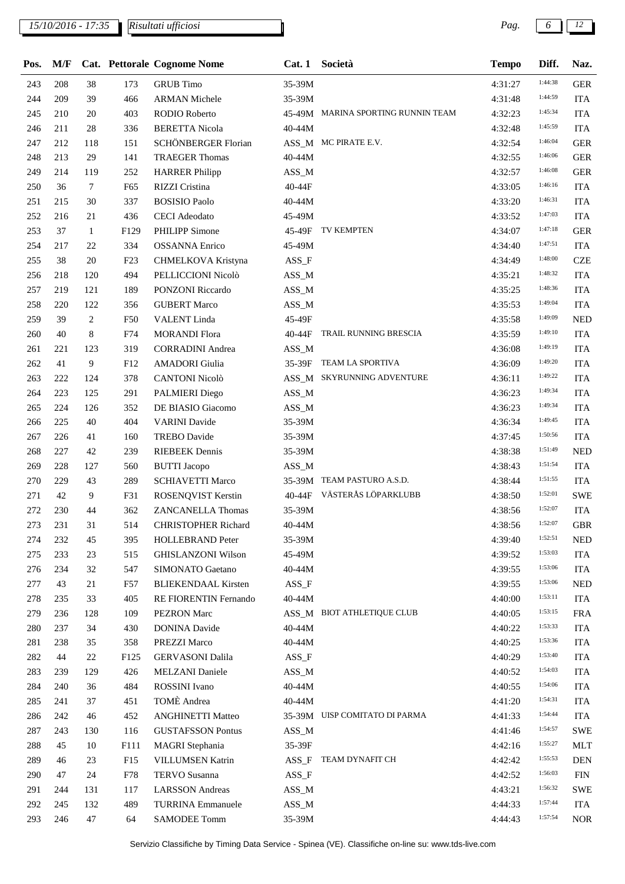15/10/2016 - 17:35 *Risultati ufficiosi*

| Pos. | M/F | Cat. | Pettorale | Cognome Nome | Cat. 1 | Società | Tempo | Diff. | Naz. |
|---|---|---|---|---|---|---|---|---|---|
| 243 | 208 | 38 | 173 | GRUB Timo | 35-39M | | 4:31:27 | 1:44:38 | GER |
| 244 | 209 | 39 | 466 | ARMAN Michele | 35-39M | | 4:31:48 | 1:44:59 | ITA |
| 245 | 210 | 20 | 403 | RODIO Roberto | 45-49M | MARINA SPORTING RUNNIN TEAM | 4:32:23 | 1:45:34 | ITA |
| 246 | 211 | 28 | 336 | BERETTA Nicola | 40-44M | | 4:32:48 | 1:45:59 | ITA |
| 247 | 212 | 118 | 151 | SCHÖNBERGER Florian | ASS_M | MC PIRATE E.V. | 4:32:54 | 1:46:04 | GER |
| 248 | 213 | 29 | 141 | TRAEGER Thomas | 40-44M | | 4:32:55 | 1:46:06 | GER |
| 249 | 214 | 119 | 252 | HARRER Philipp | ASS_M | | 4:32:57 | 1:46:08 | GER |
| 250 | 36 | 7 | F65 | RIZZI Cristina | 40-44F | | 4:33:05 | 1:46:16 | ITA |
| 251 | 215 | 30 | 337 | BOSISIO Paolo | 40-44M | | 4:33:20 | 1:46:31 | ITA |
| 252 | 216 | 21 | 436 | CECI Adeodato | 45-49M | | 4:33:52 | 1:47:03 | ITA |
| 253 | 37 | 1 | F129 | PHILIPP Simone | 45-49F | TV KEMPTEN | 4:34:07 | 1:47:18 | GER |
| 254 | 217 | 22 | 334 | OSSANNA Enrico | 45-49M | | 4:34:40 | 1:47:51 | ITA |
| 255 | 38 | 20 | F23 | CHMELKOVA Kristyna | ASS_F | | 4:34:49 | 1:48:00 | CZE |
| 256 | 218 | 120 | 494 | PELLICCIONI Nicolò | ASS_M | | 4:35:21 | 1:48:32 | ITA |
| 257 | 219 | 121 | 189 | PONZONI Riccardo | ASS_M | | 4:35:25 | 1:48:36 | ITA |
| 258 | 220 | 122 | 356 | GUBERT Marco | ASS_M | | 4:35:53 | 1:49:04 | ITA |
| 259 | 39 | 2 | F50 | VALENT Linda | 45-49F | | 4:35:58 | 1:49:09 | NED |
| 260 | 40 | 8 | F74 | MORANDI Flora | 40-44F | TRAIL RUNNING BRESCIA | 4:35:59 | 1:49:10 | ITA |
| 261 | 221 | 123 | 319 | CORRADINI Andrea | ASS_M | | 4:36:08 | 1:49:19 | ITA |
| 262 | 41 | 9 | F12 | AMADORI Giulia | 35-39F | TEAM LA SPORTIVA | 4:36:09 | 1:49:20 | ITA |
| 263 | 222 | 124 | 378 | CANTONI Nicolò | ASS_M | SKYRUNNING ADVENTURE | 4:36:11 | 1:49:22 | ITA |
| 264 | 223 | 125 | 291 | PALMIERI Diego | ASS_M | | 4:36:23 | 1:49:34 | ITA |
| 265 | 224 | 126 | 352 | DE BIASIO Giacomo | ASS_M | | 4:36:23 | 1:49:34 | ITA |
| 266 | 225 | 40 | 404 | VARINI Davide | 35-39M | | 4:36:34 | 1:49:45 | ITA |
| 267 | 226 | 41 | 160 | TREBO Davide | 35-39M | | 4:37:45 | 1:50:56 | ITA |
| 268 | 227 | 42 | 239 | RIEBEEK Dennis | 35-39M | | 4:38:38 | 1:51:49 | NED |
| 269 | 228 | 127 | 560 | BUTTI Jacopo | ASS_M | | 4:38:43 | 1:51:54 | ITA |
| 270 | 229 | 43 | 289 | SCHIAVETTI Marco | 35-39M | TEAM PASTURO A.S.D. | 4:38:44 | 1:51:55 | ITA |
| 271 | 42 | 9 | F31 | ROSENQVIST Kerstin | 40-44F | VÄSTERÅS LÖPARKLUBB | 4:38:50 | 1:52:01 | SWE |
| 272 | 230 | 44 | 362 | ZANCANELLA Thomas | 35-39M | | 4:38:56 | 1:52:07 | ITA |
| 273 | 231 | 31 | 514 | CHRISTOPHER Richard | 40-44M | | 4:38:56 | 1:52:07 | GBR |
| 274 | 232 | 45 | 395 | HOLLEBRAND Peter | 35-39M | | 4:39:40 | 1:52:51 | NED |
| 275 | 233 | 23 | 515 | GHISLANZONI Wilson | 45-49M | | 4:39:52 | 1:53:03 | ITA |
| 276 | 234 | 32 | 547 | SIMONATO Gaetano | 40-44M | | 4:39:55 | 1:53:06 | ITA |
| 277 | 43 | 21 | F57 | BLIEKENDAAL Kirsten | ASS_F | | 4:39:55 | 1:53:06 | NED |
| 278 | 235 | 33 | 405 | RE FIORENTIN Fernando | 40-44M | | 4:40:00 | 1:53:11 | ITA |
| 279 | 236 | 128 | 109 | PEZRON Marc | ASS_M | BIOT ATHLETIQUE CLUB | 4:40:05 | 1:53:15 | FRA |
| 280 | 237 | 34 | 430 | DONINA Davide | 40-44M | | 4:40:22 | 1:53:33 | ITA |
| 281 | 238 | 35 | 358 | PREZZI Marco | 40-44M | | 4:40:25 | 1:53:36 | ITA |
| 282 | 44 | 22 | F125 | GERVASONI Dalila | ASS_F | | 4:40:29 | 1:53:40 | ITA |
| 283 | 239 | 129 | 426 | MELZANI Daniele | ASS_M | | 4:40:52 | 1:54:03 | ITA |
| 284 | 240 | 36 | 484 | ROSSINI Ivano | 40-44M | | 4:40:55 | 1:54:06 | ITA |
| 285 | 241 | 37 | 451 | TOMÈ Andrea | 40-44M | | 4:41:20 | 1:54:31 | ITA |
| 286 | 242 | 46 | 452 | ANGHINETTI Matteo | 35-39M | UISP COMITATO DI PARMA | 4:41:33 | 1:54:44 | ITA |
| 287 | 243 | 130 | 116 | GUSTAFSSON Pontus | ASS_M | | 4:41:46 | 1:54:57 | SWE |
| 288 | 45 | 10 | F111 | MAGRI Stephania | 35-39F | | 4:42:16 | 1:55:27 | MLT |
| 289 | 46 | 23 | F15 | VILLUMSEN Katrin | ASS_F | TEAM DYNAFIT CH | 4:42:42 | 1:55:53 | DEN |
| 290 | 47 | 24 | F78 | TERVO Susanna | ASS_F | | 4:42:52 | 1:56:03 | FIN |
| 291 | 244 | 131 | 117 | LARSSON Andreas | ASS_M | | 4:43:21 | 1:56:32 | SWE |
| 292 | 245 | 132 | 489 | TURRINA Emmanuele | ASS_M | | 4:44:33 | 1:57:44 | ITA |
| 293 | 246 | 47 | 64 | SAMODEE Tomm | 35-39M | | 4:44:43 | 1:57:54 | NOR |

Servizio Classifiche by Timing Data Service - Spinea (VE). Classifiche on-line su: www.tds-live.com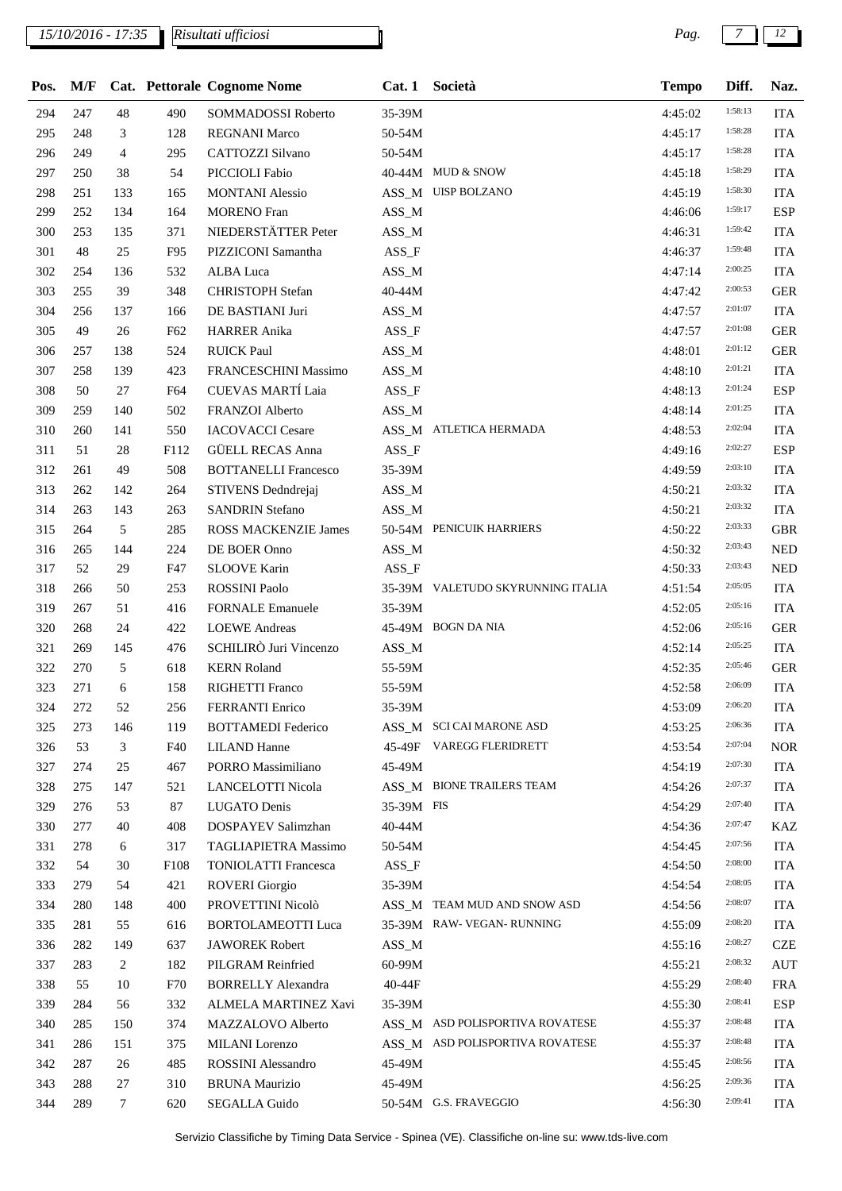| Pos. | M/F | Cat. | Pettorale | Cognome Nome | Cat. 1 | Società | Tempo | Diff. | Naz. |
|---|---|---|---|---|---|---|---|---|---|
| 294 | 247 | 48 | 490 | SOMMADOSSI Roberto | 35-39M | | 4:45:02 | 1:58:13 | ITA |
| 295 | 248 | 3 | 128 | REGNANI Marco | 50-54M | | 4:45:17 | 1:58:28 | ITA |
| 296 | 249 | 4 | 295 | CATTOZZI Silvano | 50-54M | | 4:45:17 | 1:58:28 | ITA |
| 297 | 250 | 38 | 54 | PICCIOLI Fabio | 40-44M | MUD & SNOW | 4:45:18 | 1:58:29 | ITA |
| 298 | 251 | 133 | 165 | MONTANI Alessio | ASS_M | UISP BOLZANO | 4:45:19 | 1:58:30 | ITA |
| 299 | 252 | 134 | 164 | MORENO Fran | ASS_M | | 4:46:06 | 1:59:17 | ESP |
| 300 | 253 | 135 | 371 | NIEDERSTÄTTER Peter | ASS_M | | 4:46:31 | 1:59:42 | ITA |
| 301 | 48 | 25 | F95 | PIZZICONI Samantha | ASS_F | | 4:46:37 | 1:59:48 | ITA |
| 302 | 254 | 136 | 532 | ALBA Luca | ASS_M | | 4:47:14 | 2:00:25 | ITA |
| 303 | 255 | 39 | 348 | CHRISTOPH Stefan | 40-44M | | 4:47:42 | 2:00:53 | GER |
| 304 | 256 | 137 | 166 | DE BASTIANI Juri | ASS_M | | 4:47:57 | 2:01:07 | ITA |
| 305 | 49 | 26 | F62 | HARRER Anika | ASS_F | | 4:47:57 | 2:01:08 | GER |
| 306 | 257 | 138 | 524 | RUICK Paul | ASS_M | | 4:48:01 | 2:01:12 | GER |
| 307 | 258 | 139 | 423 | FRANCESCHINI Massimo | ASS_M | | 4:48:10 | 2:01:21 | ITA |
| 308 | 50 | 27 | F64 | CUEVAS MARTÍ Laia | ASS_F | | 4:48:13 | 2:01:24 | ESP |
| 309 | 259 | 140 | 502 | FRANZOI Alberto | ASS_M | | 4:48:14 | 2:01:25 | ITA |
| 310 | 260 | 141 | 550 | IACOVACCI Cesare | ASS_M | ATLETICA HERMADA | 4:48:53 | 2:02:04 | ITA |
| 311 | 51 | 28 | F112 | GÜELL RECAS Anna | ASS_F | | 4:49:16 | 2:02:27 | ESP |
| 312 | 261 | 49 | 508 | BOTTANELLI Francesco | 35-39M | | 4:49:59 | 2:03:10 | ITA |
| 313 | 262 | 142 | 264 | STIVENS Dedndrejaj | ASS_M | | 4:50:21 | 2:03:32 | ITA |
| 314 | 263 | 143 | 263 | SANDRIN Stefano | ASS_M | | 4:50:21 | 2:03:32 | ITA |
| 315 | 264 | 5 | 285 | ROSS MACKENZIE James | 50-54M | PENICUIK HARRIERS | 4:50:22 | 2:03:33 | GBR |
| 316 | 265 | 144 | 224 | DE BOER Onno | ASS_M | | 4:50:32 | 2:03:43 | NED |
| 317 | 52 | 29 | F47 | SLOOVE Karin | ASS_F | | 4:50:33 | 2:03:43 | NED |
| 318 | 266 | 50 | 253 | ROSSINI Paolo | 35-39M | VALETUDO SKYRUNNING ITALIA | 4:51:54 | 2:05:05 | ITA |
| 319 | 267 | 51 | 416 | FORNALE Emanuele | 35-39M | | 4:52:05 | 2:05:16 | ITA |
| 320 | 268 | 24 | 422 | LOEWE Andreas | 45-49M | BOGN DA NIA | 4:52:06 | 2:05:16 | GER |
| 321 | 269 | 145 | 476 | SCHILIRÒ Juri Vincenzo | ASS_M | | 4:52:14 | 2:05:25 | ITA |
| 322 | 270 | 5 | 618 | KERN Roland | 55-59M | | 4:52:35 | 2:05:46 | GER |
| 323 | 271 | 6 | 158 | RIGHETTI Franco | 55-59M | | 4:52:58 | 2:06:09 | ITA |
| 324 | 272 | 52 | 256 | FERRANTI Enrico | 35-39M | | 4:53:09 | 2:06:20 | ITA |
| 325 | 273 | 146 | 119 | BOTTAMEDI Federico | ASS_M | SCI CAI MARONE ASD | 4:53:25 | 2:06:36 | ITA |
| 326 | 53 | 3 | F40 | LILAND Hanne | 45-49F | VAREGG FLERIDRETT | 4:53:54 | 2:07:04 | NOR |
| 327 | 274 | 25 | 467 | PORRO Massimiliano | 45-49M | | 4:54:19 | 2:07:30 | ITA |
| 328 | 275 | 147 | 521 | LANCELOTTI Nicola | ASS_M | BIONE TRAILERS TEAM | 4:54:26 | 2:07:37 | ITA |
| 329 | 276 | 53 | 87 | LUGATO Denis | 35-39M | FIS | 4:54:29 | 2:07:40 | ITA |
| 330 | 277 | 40 | 408 | DOSPAYEV Salimzhan | 40-44M | | 4:54:36 | 2:07:47 | KAZ |
| 331 | 278 | 6 | 317 | TAGLIAPIETRA Massimo | 50-54M | | 4:54:45 | 2:07:56 | ITA |
| 332 | 54 | 30 | F108 | TONIOLATTI Francesca | ASS_F | | 4:54:50 | 2:08:00 | ITA |
| 333 | 279 | 54 | 421 | ROVERI Giorgio | 35-39M | | 4:54:54 | 2:08:05 | ITA |
| 334 | 280 | 148 | 400 | PROVETTINI Nicolò | ASS_M | TEAM MUD AND SNOW ASD | 4:54:56 | 2:08:07 | ITA |
| 335 | 281 | 55 | 616 | BORTOLAMEOTTI Luca | 35-39M | RAW- VEGAN- RUNNING | 4:55:09 | 2:08:20 | ITA |
| 336 | 282 | 149 | 637 | JAWOREK Robert | ASS_M | | 4:55:16 | 2:08:27 | CZE |
| 337 | 283 | 2 | 182 | PILGRAM Reinfried | 60-99M | | 4:55:21 | 2:08:32 | AUT |
| 338 | 55 | 10 | F70 | BORRELLY Alexandra | 40-44F | | 4:55:29 | 2:08:40 | FRA |
| 339 | 284 | 56 | 332 | ALMELA MARTINEZ Xavi | 35-39M | | 4:55:30 | 2:08:41 | ESP |
| 340 | 285 | 150 | 374 | MAZZALOVO Alberto | ASS_M | ASD POLISPORTIVA ROVATESE | 4:55:37 | 2:08:48 | ITA |
| 341 | 286 | 151 | 375 | MILANI Lorenzo | ASS_M | ASD POLISPORTIVA ROVATESE | 4:55:37 | 2:08:48 | ITA |
| 342 | 287 | 26 | 485 | ROSSINI Alessandro | 45-49M | | 4:55:45 | 2:08:56 | ITA |
| 343 | 288 | 27 | 310 | BRUNA Maurizio | 45-49M | | 4:56:25 | 2:09:36 | ITA |
| 344 | 289 | 7 | 620 | SEGALLA Guido | 50-54M | G.S. FRAVEGGIO | 4:56:30 | 2:09:41 | ITA |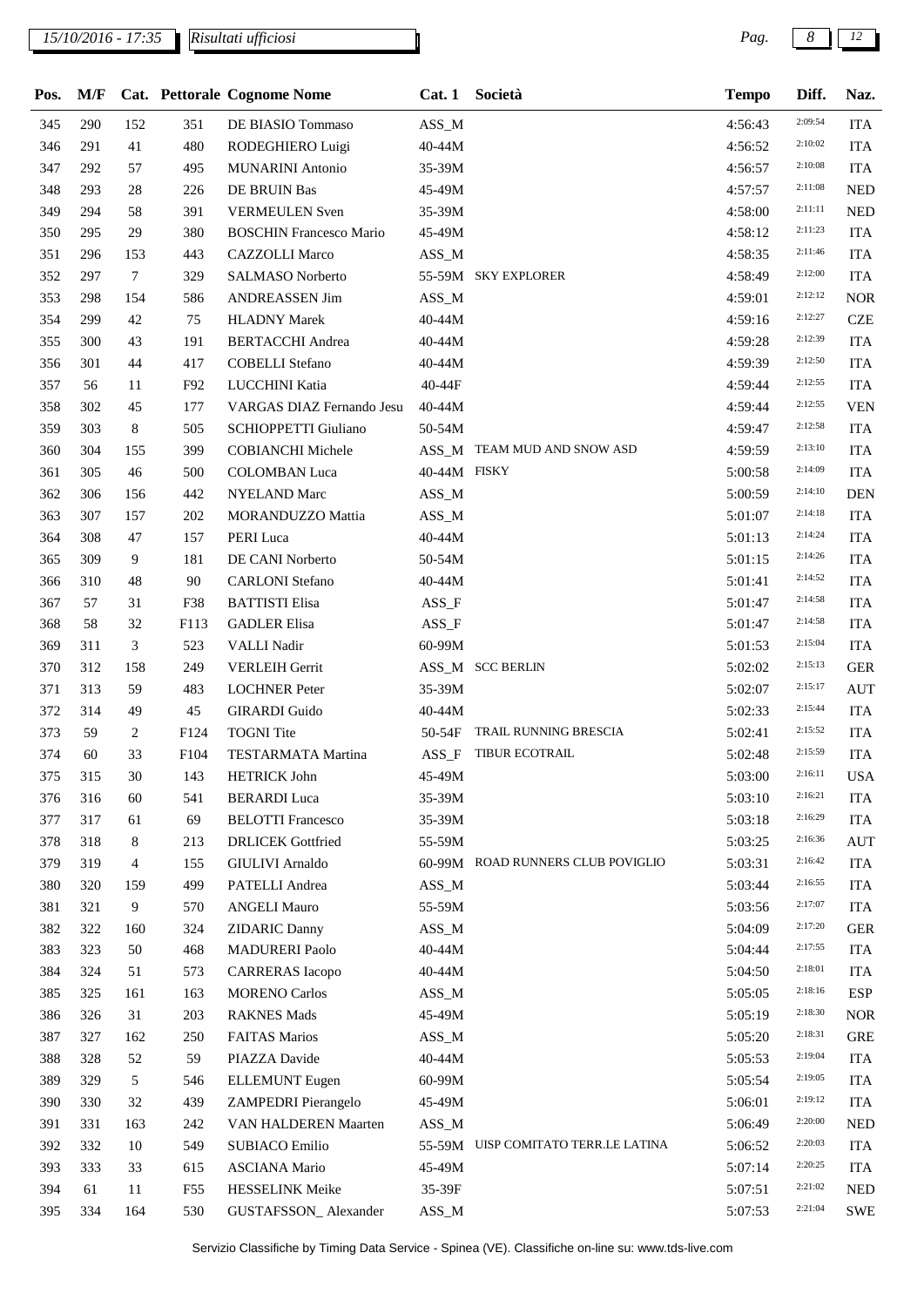| Pos. | M/F | Cat. | Pettorale | Cognome Nome | Cat. 1 | Società | Tempo | Diff. | Naz. |
|---|---|---|---|---|---|---|---|---|---|
| 345 | 290 | 152 | 351 | DE BIASIO Tommaso | ASS_M | | 4:56:43 | 2:09:54 | ITA |
| 346 | 291 | 41 | 480 | RODEGHIERO Luigi | 40-44M | | 4:56:52 | 2:10:02 | ITA |
| 347 | 292 | 57 | 495 | MUNARINI Antonio | 35-39M | | 4:56:57 | 2:10:08 | ITA |
| 348 | 293 | 28 | 226 | DE BRUIN Bas | 45-49M | | 4:57:57 | 2:11:08 | NED |
| 349 | 294 | 58 | 391 | VERMEULEN Sven | 35-39M | | 4:58:00 | 2:11:11 | NED |
| 350 | 295 | 29 | 380 | BOSCHIN Francesco Mario | 45-49M | | 4:58:12 | 2:11:23 | ITA |
| 351 | 296 | 153 | 443 | CAZZOLLI Marco | ASS_M | | 4:58:35 | 2:11:46 | ITA |
| 352 | 297 | 7 | 329 | SALMASO Norberto | 55-59M | SKY EXPLORER | 4:58:49 | 2:12:00 | ITA |
| 353 | 298 | 154 | 586 | ANDREASSEN Jim | ASS_M | | 4:59:01 | 2:12:12 | NOR |
| 354 | 299 | 42 | 75 | HLADNY Marek | 40-44M | | 4:59:16 | 2:12:27 | CZE |
| 355 | 300 | 43 | 191 | BERTACCHI Andrea | 40-44M | | 4:59:28 | 2:12:39 | ITA |
| 356 | 301 | 44 | 417 | COBELLI Stefano | 40-44M | | 4:59:39 | 2:12:50 | ITA |
| 357 | 56 | 11 | F92 | LUCCHINI Katia | 40-44F | | 4:59:44 | 2:12:55 | ITA |
| 358 | 302 | 45 | 177 | VARGAS DIAZ Fernando Jesu | 40-44M | | 4:59:44 | 2:12:55 | VEN |
| 359 | 303 | 8 | 505 | SCHIOPPETTI Giuliano | 50-54M | | 4:59:47 | 2:12:58 | ITA |
| 360 | 304 | 155 | 399 | COBIANCHI Michele | ASS_M | TEAM MUD AND SNOW ASD | 4:59:59 | 2:13:10 | ITA |
| 361 | 305 | 46 | 500 | COLOMBAN Luca | 40-44M | FISKY | 5:00:58 | 2:14:09 | ITA |
| 362 | 306 | 156 | 442 | NYELAND Marc | ASS_M | | 5:00:59 | 2:14:10 | DEN |
| 363 | 307 | 157 | 202 | MORANDUZZO Mattia | ASS_M | | 5:01:07 | 2:14:18 | ITA |
| 364 | 308 | 47 | 157 | PERI Luca | 40-44M | | 5:01:13 | 2:14:24 | ITA |
| 365 | 309 | 9 | 181 | DE CANI Norberto | 50-54M | | 5:01:15 | 2:14:26 | ITA |
| 366 | 310 | 48 | 90 | CARLONI Stefano | 40-44M | | 5:01:41 | 2:14:52 | ITA |
| 367 | 57 | 31 | F38 | BATTISTI Elisa | ASS_F | | 5:01:47 | 2:14:58 | ITA |
| 368 | 58 | 32 | F113 | GADLER Elisa | ASS_F | | 5:01:47 | 2:14:58 | ITA |
| 369 | 311 | 3 | 523 | VALLI Nadir | 60-99M | | 5:01:53 | 2:15:04 | ITA |
| 370 | 312 | 158 | 249 | VERLEIH Gerrit | ASS_M | SCC BERLIN | 5:02:02 | 2:15:13 | GER |
| 371 | 313 | 59 | 483 | LOCHNER Peter | 35-39M | | 5:02:07 | 2:15:17 | AUT |
| 372 | 314 | 49 | 45 | GIRARDI Guido | 40-44M | | 5:02:33 | 2:15:44 | ITA |
| 373 | 59 | 2 | F124 | TOGNI Tite | 50-54F | TRAIL RUNNING BRESCIA | 5:02:41 | 2:15:52 | ITA |
| 374 | 60 | 33 | F104 | TESTARMATA Martina | ASS_F | TIBUR ECOTRAIL | 5:02:48 | 2:15:59 | ITA |
| 375 | 315 | 30 | 143 | HETRICK John | 45-49M | | 5:03:00 | 2:16:11 | USA |
| 376 | 316 | 60 | 541 | BERARDI Luca | 35-39M | | 5:03:10 | 2:16:21 | ITA |
| 377 | 317 | 61 | 69 | BELOTTI Francesco | 35-39M | | 5:03:18 | 2:16:29 | ITA |
| 378 | 318 | 8 | 213 | DRLICEK Gottfried | 55-59M | | 5:03:25 | 2:16:36 | AUT |
| 379 | 319 | 4 | 155 | GIULIVI Arnaldo | 60-99M | ROAD RUNNERS CLUB POVIGLIO | 5:03:31 | 2:16:42 | ITA |
| 380 | 320 | 159 | 499 | PATELLI Andrea | ASS_M | | 5:03:44 | 2:16:55 | ITA |
| 381 | 321 | 9 | 570 | ANGELI Mauro | 55-59M | | 5:03:56 | 2:17:07 | ITA |
| 382 | 322 | 160 | 324 | ZIDARIC Danny | ASS_M | | 5:04:09 | 2:17:20 | GER |
| 383 | 323 | 50 | 468 | MADURERI Paolo | 40-44M | | 5:04:44 | 2:17:55 | ITA |
| 384 | 324 | 51 | 573 | CARRERAS Iacopo | 40-44M | | 5:04:50 | 2:18:01 | ITA |
| 385 | 325 | 161 | 163 | MORENO Carlos | ASS_M | | 5:05:05 | 2:18:16 | ESP |
| 386 | 326 | 31 | 203 | RAKNES Mads | 45-49M | | 5:05:19 | 2:18:30 | NOR |
| 387 | 327 | 162 | 250 | FAITAS Marios | ASS_M | | 5:05:20 | 2:18:31 | GRE |
| 388 | 328 | 52 | 59 | PIAZZA Davide | 40-44M | | 5:05:53 | 2:19:04 | ITA |
| 389 | 329 | 5 | 546 | ELLEMUNT Eugen | 60-99M | | 5:05:54 | 2:19:05 | ITA |
| 390 | 330 | 32 | 439 | ZAMPEDRI Pierangelo | 45-49M | | 5:06:01 | 2:19:12 | ITA |
| 391 | 331 | 163 | 242 | VAN HALDEREN Maarten | ASS_M | | 5:06:49 | 2:20:00 | NED |
| 392 | 332 | 10 | 549 | SUBIACO Emilio | 55-59M | UISP COMITATO TERR.LE LATINA | 5:06:52 | 2:20:03 | ITA |
| 393 | 333 | 33 | 615 | ASCIANA Mario | 45-49M | | 5:07:14 | 2:20:25 | ITA |
| 394 | 61 | 11 | F55 | HESSELINK Meike | 35-39F | | 5:07:51 | 2:21:02 | NED |
| 395 | 334 | 164 | 530 | GUSTAFSSON_ Alexander | ASS_M | | 5:07:53 | 2:21:04 | SWE |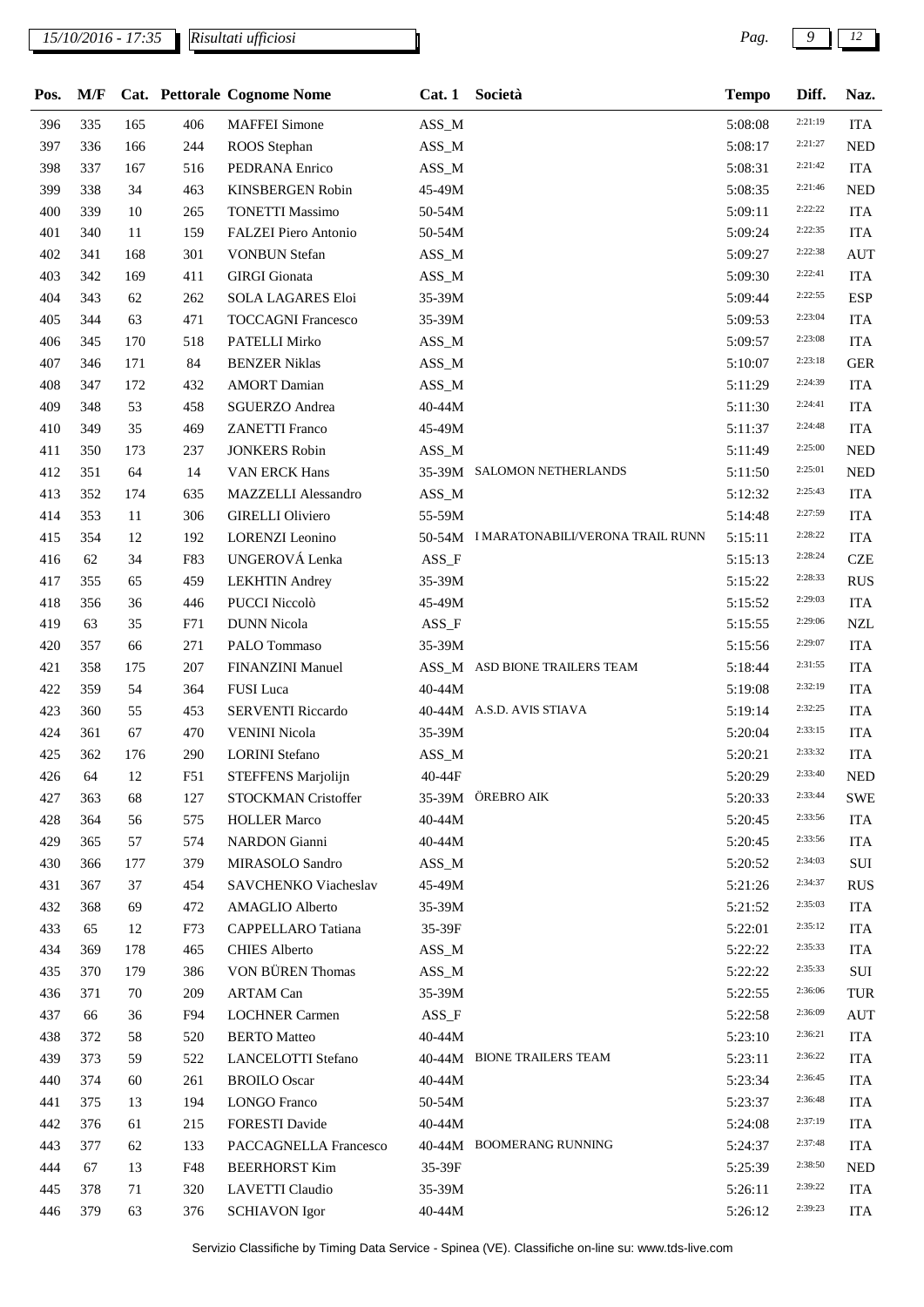15/10/2016 - 17:35 | Risultati ufficiosi

| Pos. | M/F | Cat. | Pettorale | Cognome Nome | Cat. 1 | Società | Tempo | Diff. | Naz. |
|---|---|---|---|---|---|---|---|---|---|
| 396 | 335 | 165 | 406 | MAFFEI Simone | ASS_M | | 5:08:08 | 2:21:19 | ITA |
| 397 | 336 | 166 | 244 | ROOS Stephan | ASS_M | | 5:08:17 | 2:21:27 | NED |
| 398 | 337 | 167 | 516 | PEDRANA Enrico | ASS_M | | 5:08:31 | 2:21:42 | ITA |
| 399 | 338 | 34 | 463 | KINSBERGEN Robin | 45-49M | | 5:08:35 | 2:21:46 | NED |
| 400 | 339 | 10 | 265 | TONETTI Massimo | 50-54M | | 5:09:11 | 2:22:22 | ITA |
| 401 | 340 | 11 | 159 | FALZEI Piero Antonio | 50-54M | | 5:09:24 | 2:22:35 | ITA |
| 402 | 341 | 168 | 301 | VONBUN Stefan | ASS_M | | 5:09:27 | 2:22:38 | AUT |
| 403 | 342 | 169 | 411 | GIRGI Gionata | ASS_M | | 5:09:30 | 2:22:41 | ITA |
| 404 | 343 | 62 | 262 | SOLA LAGARES Eloi | 35-39M | | 5:09:44 | 2:22:55 | ESP |
| 405 | 344 | 63 | 471 | TOCCAGNI Francesco | 35-39M | | 5:09:53 | 2:23:04 | ITA |
| 406 | 345 | 170 | 518 | PATELLI Mirko | ASS_M | | 5:09:57 | 2:23:08 | ITA |
| 407 | 346 | 171 | 84 | BENZER Niklas | ASS_M | | 5:10:07 | 2:23:18 | GER |
| 408 | 347 | 172 | 432 | AMORT Damian | ASS_M | | 5:11:29 | 2:24:39 | ITA |
| 409 | 348 | 53 | 458 | SGUERZO Andrea | 40-44M | | 5:11:30 | 2:24:41 | ITA |
| 410 | 349 | 35 | 469 | ZANETTI Franco | 45-49M | | 5:11:37 | 2:24:48 | ITA |
| 411 | 350 | 173 | 237 | JONKERS Robin | ASS_M | | 5:11:49 | 2:25:00 | NED |
| 412 | 351 | 64 | 14 | VAN ERCK Hans | 35-39M | SALOMON NETHERLANDS | 5:11:50 | 2:25:01 | NED |
| 413 | 352 | 174 | 635 | MAZZELLI Alessandro | ASS_M | | 5:12:32 | 2:25:43 | ITA |
| 414 | 353 | 11 | 306 | GIRELLI Oliviero | 55-59M | | 5:14:48 | 2:27:59 | ITA |
| 415 | 354 | 12 | 192 | LORENZI Leonino | 50-54M | I MARATONABILI/VERONA TRAIL RUNN | 5:15:11 | 2:28:22 | ITA |
| 416 | 62 | 34 | F83 | UNGEROVÁ Lenka | ASS_F | | 5:15:13 | 2:28:24 | CZE |
| 417 | 355 | 65 | 459 | LEKHTIN Andrey | 35-39M | | 5:15:22 | 2:28:33 | RUS |
| 418 | 356 | 36 | 446 | PUCCI Niccolò | 45-49M | | 5:15:52 | 2:29:03 | ITA |
| 419 | 63 | 35 | F71 | DUNN Nicola | ASS_F | | 5:15:55 | 2:29:06 | NZL |
| 420 | 357 | 66 | 271 | PALO Tommaso | 35-39M | | 5:15:56 | 2:29:07 | ITA |
| 421 | 358 | 175 | 207 | FINANZINI Manuel | ASS_M | ASD BIONE TRAILERS TEAM | 5:18:44 | 2:31:55 | ITA |
| 422 | 359 | 54 | 364 | FUSI Luca | 40-44M | | 5:19:08 | 2:32:19 | ITA |
| 423 | 360 | 55 | 453 | SERVENTI Riccardo | 40-44M | A.S.D. AVIS STIAVA | 5:19:14 | 2:32:25 | ITA |
| 424 | 361 | 67 | 470 | VENINI Nicola | 35-39M | | 5:20:04 | 2:33:15 | ITA |
| 425 | 362 | 176 | 290 | LORINI Stefano | ASS_M | | 5:20:21 | 2:33:32 | ITA |
| 426 | 64 | 12 | F51 | STEFFENS Marjolijn | 40-44F | | 5:20:29 | 2:33:40 | NED |
| 427 | 363 | 68 | 127 | STOCKMAN Cristoffer | 35-39M | ÖREBRO AIK | 5:20:33 | 2:33:44 | SWE |
| 428 | 364 | 56 | 575 | HOLLER Marco | 40-44M | | 5:20:45 | 2:33:56 | ITA |
| 429 | 365 | 57 | 574 | NARDON Gianni | 40-44M | | 5:20:45 | 2:33:56 | ITA |
| 430 | 366 | 177 | 379 | MIRASOLO Sandro | ASS_M | | 5:20:52 | 2:34:03 | SUI |
| 431 | 367 | 37 | 454 | SAVCHENKO Viacheslav | 45-49M | | 5:21:26 | 2:34:37 | RUS |
| 432 | 368 | 69 | 472 | AMAGLIO Alberto | 35-39M | | 5:21:52 | 2:35:03 | ITA |
| 433 | 65 | 12 | F73 | CAPPELLARO Tatiana | 35-39F | | 5:22:01 | 2:35:12 | ITA |
| 434 | 369 | 178 | 465 | CHIES Alberto | ASS_M | | 5:22:22 | 2:35:33 | ITA |
| 435 | 370 | 179 | 386 | VON BÜREN Thomas | ASS_M | | 5:22:22 | 2:35:33 | SUI |
| 436 | 371 | 70 | 209 | ARTAM Can | 35-39M | | 5:22:55 | 2:36:06 | TUR |
| 437 | 66 | 36 | F94 | LOCHNER Carmen | ASS_F | | 5:22:58 | 2:36:09 | AUT |
| 438 | 372 | 58 | 520 | BERTO Matteo | 40-44M | | 5:23:10 | 2:36:21 | ITA |
| 439 | 373 | 59 | 522 | LANCELOTTI Stefano | 40-44M | BIONE TRAILERS TEAM | 5:23:11 | 2:36:22 | ITA |
| 440 | 374 | 60 | 261 | BROILO Oscar | 40-44M | | 5:23:34 | 2:36:45 | ITA |
| 441 | 375 | 13 | 194 | LONGO Franco | 50-54M | | 5:23:37 | 2:36:48 | ITA |
| 442 | 376 | 61 | 215 | FORESTI Davide | 40-44M | | 5:24:08 | 2:37:19 | ITA |
| 443 | 377 | 62 | 133 | PACCAGNELLA Francesco | 40-44M | BOOMERANG RUNNING | 5:24:37 | 2:37:48 | ITA |
| 444 | 67 | 13 | F48 | BEERHORST Kim | 35-39F | | 5:25:39 | 2:38:50 | NED |
| 445 | 378 | 71 | 320 | LAVETTI Claudio | 35-39M | | 5:26:11 | 2:39:22 | ITA |
| 446 | 379 | 63 | 376 | SCHIAVON Igor | 40-44M | | 5:26:12 | 2:39:23 | ITA |

Servizio Classifiche by Timing Data Service - Spinea (VE). Classifiche on-line su: www.tds-live.com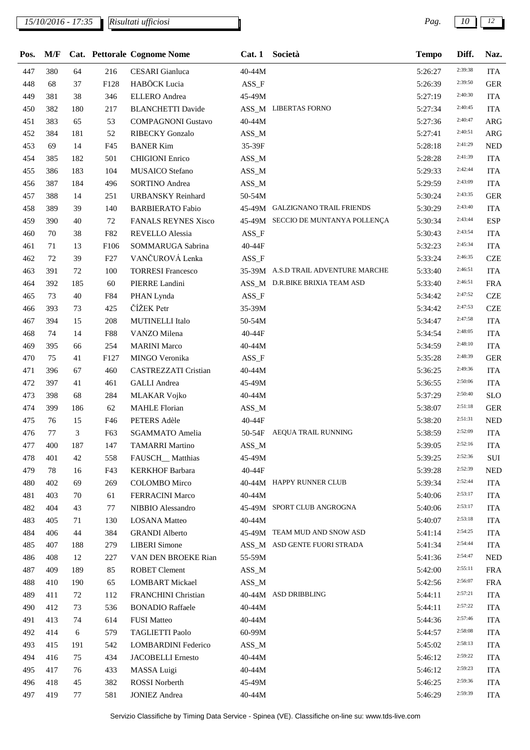| Pos. | M/F | Cat. | Pettorale | Cognome Nome | Cat. 1 | Società | Tempo | Diff. | Naz. |
|---|---|---|---|---|---|---|---|---|---|
| 447 | 380 | 64 | 216 | CESARI Gianluca | 40-44M | | 5:26:27 | 2:39:38 | ITA |
| 448 | 68 | 37 | F128 | HABÖCK Lucia | ASS_F | | 5:26:39 | 2:39:50 | GER |
| 449 | 381 | 38 | 346 | ELLERO Andrea | 45-49M | | 5:27:19 | 2:40:30 | ITA |
| 450 | 382 | 180 | 217 | BLANCHETTI Davide | ASS_M | LIBERTAS FORNO | 5:27:34 | 2:40:45 | ITA |
| 451 | 383 | 65 | 53 | COMPAGNONI Gustavo | 40-44M | | 5:27:36 | 2:40:47 | ARG |
| 452 | 384 | 181 | 52 | RIBECKY Gonzalo | ASS_M | | 5:27:41 | 2:40:51 | ARG |
| 453 | 69 | 14 | F45 | BANER Kim | 35-39F | | 5:28:18 | 2:41:29 | NED |
| 454 | 385 | 182 | 501 | CHIGIONI Enrico | ASS_M | | 5:28:28 | 2:41:39 | ITA |
| 455 | 386 | 183 | 104 | MUSAICO Stefano | ASS_M | | 5:29:33 | 2:42:44 | ITA |
| 456 | 387 | 184 | 496 | SORTINO Andrea | ASS_M | | 5:29:59 | 2:43:09 | ITA |
| 457 | 388 | 14 | 251 | URBANSKY Reinhard | 50-54M | | 5:30:24 | 2:43:35 | GER |
| 458 | 389 | 39 | 140 | BARBIERATO Fabio | 45-49M | GALZIGNANO TRAIL FRIENDS | 5:30:29 | 2:43:40 | ITA |
| 459 | 390 | 40 | 72 | FANALS REYNES Xisco | 45-49M | SECCIO DE MUNTANYA POLLENÇA | 5:30:34 | 2:43:44 | ESP |
| 460 | 70 | 38 | F82 | REVELLO Alessia | ASS_F | | 5:30:43 | 2:43:54 | ITA |
| 461 | 71 | 13 | F106 | SOMMARUGA Sabrina | 40-44F | | 5:32:23 | 2:45:34 | ITA |
| 462 | 72 | 39 | F27 | VANČUROVÁ Lenka | ASS_F | | 5:33:24 | 2:46:35 | CZE |
| 463 | 391 | 72 | 100 | TORRESI Francesco | 35-39M | A.S.D TRAIL ADVENTURE MARCHE | 5:33:40 | 2:46:51 | ITA |
| 464 | 392 | 185 | 60 | PIERRE Landini | ASS_M | D.R.BIKE BRIXIA TEAM ASD | 5:33:40 | 2:46:51 | FRA |
| 465 | 73 | 40 | F84 | PHAN Lynda | ASS_F | | 5:34:42 | 2:47:52 | CZE |
| 466 | 393 | 73 | 425 | ČÍŽEK Petr | 35-39M | | 5:34:42 | 2:47:53 | CZE |
| 467 | 394 | 15 | 208 | MUTINELLI Italo | 50-54M | | 5:34:47 | 2:47:58 | ITA |
| 468 | 74 | 14 | F88 | VANZO Milena | 40-44F | | 5:34:54 | 2:48:05 | ITA |
| 469 | 395 | 66 | 254 | MARINI Marco | 40-44M | | 5:34:59 | 2:48:10 | ITA |
| 470 | 75 | 41 | F127 | MINGO Veronika | ASS_F | | 5:35:28 | 2:48:39 | GER |
| 471 | 396 | 67 | 460 | CASTREZZATI Cristian | 40-44M | | 5:36:25 | 2:49:36 | ITA |
| 472 | 397 | 41 | 461 | GALLI Andrea | 45-49M | | 5:36:55 | 2:50:06 | ITA |
| 473 | 398 | 68 | 284 | MLAKAR Vojko | 40-44M | | 5:37:29 | 2:50:40 | SLO |
| 474 | 399 | 186 | 62 | MAHLE Florian | ASS_M | | 5:38:07 | 2:51:18 | GER |
| 475 | 76 | 15 | F46 | PETERS Adèle | 40-44F | | 5:38:20 | 2:51:31 | NED |
| 476 | 77 | 3 | F63 | SGAMMATO Amelia | 50-54F | AEQUA TRAIL RUNNING | 5:38:59 | 2:52:09 | ITA |
| 477 | 400 | 187 | 147 | TAMARRI Martino | ASS_M | | 5:39:05 | 2:52:16 | ITA |
| 478 | 401 | 42 | 558 | FAUSCH__ Matthias | 45-49M | | 5:39:25 | 2:52:36 | SUI |
| 479 | 78 | 16 | F43 | KERKHOF Barbara | 40-44F | | 5:39:28 | 2:52:39 | NED |
| 480 | 402 | 69 | 269 | COLOMBO Mirco | 40-44M | HAPPY RUNNER CLUB | 5:39:34 | 2:52:44 | ITA |
| 481 | 403 | 70 | 61 | FERRACINI Marco | 40-44M | | 5:40:06 | 2:53:17 | ITA |
| 482 | 404 | 43 | 77 | NIBBIO Alessandro | 45-49M | SPORT CLUB ANGROGNA | 5:40:06 | 2:53:17 | ITA |
| 483 | 405 | 71 | 130 | LOSANA Matteo | 40-44M | | 5:40:07 | 2:53:18 | ITA |
| 484 | 406 | 44 | 384 | GRANDI Alberto | 45-49M | TEAM MUD AND SNOW ASD | 5:41:14 | 2:54:25 | ITA |
| 485 | 407 | 188 | 279 | LIBERI Simone | ASS_M | ASD GENTE FUORI STRADA | 5:41:34 | 2:54:44 | ITA |
| 486 | 408 | 12 | 227 | VAN DEN BROEKE Rian | 55-59M | | 5:41:36 | 2:54:47 | NED |
| 487 | 409 | 189 | 85 | ROBET Clement | ASS_M | | 5:42:00 | 2:55:11 | FRA |
| 488 | 410 | 190 | 65 | LOMBART Mickael | ASS_M | | 5:42:56 | 2:56:07 | FRA |
| 489 | 411 | 72 | 112 | FRANCHINI Christian | 40-44M | ASD DRIBBLING | 5:44:11 | 2:57:21 | ITA |
| 490 | 412 | 73 | 536 | BONADIO Raffaele | 40-44M | | 5:44:11 | 2:57:22 | ITA |
| 491 | 413 | 74 | 614 | FUSI Matteo | 40-44M | | 5:44:36 | 2:57:46 | ITA |
| 492 | 414 | 6 | 579 | TAGLIETTI Paolo | 60-99M | | 5:44:57 | 2:58:08 | ITA |
| 493 | 415 | 191 | 542 | LOMBARDINI Federico | ASS_M | | 5:45:02 | 2:58:13 | ITA |
| 494 | 416 | 75 | 434 | JACOBELLI Ernesto | 40-44M | | 5:46:12 | 2:59:22 | ITA |
| 495 | 417 | 76 | 433 | MASSA Luigi | 40-44M | | 5:46:12 | 2:59:23 | ITA |
| 496 | 418 | 45 | 382 | ROSSI Norberth | 45-49M | | 5:46:25 | 2:59:36 | ITA |
| 497 | 419 | 77 | 581 | JONIEZ Andrea | 40-44M | | 5:46:29 | 2:59:39 | ITA |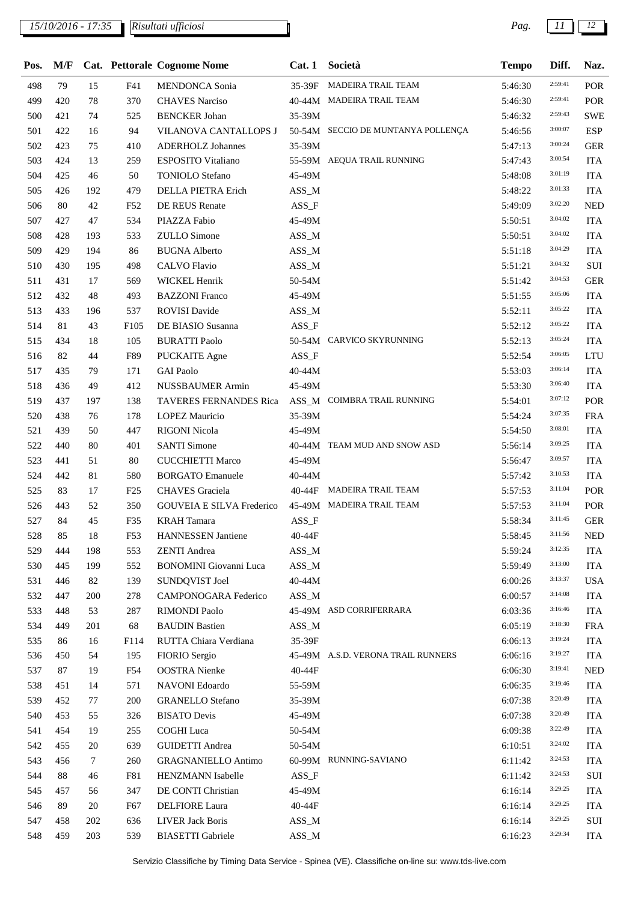| Pos. | M/F | Cat. | Pettorale | Cognome Nome | Cat. 1 | Società | Tempo | Diff. | Naz. |
|---|---|---|---|---|---|---|---|---|---|
| 498 | 79 | 15 | F41 | MENDONCA Sonia | 35-39F | MADEIRA TRAIL TEAM | 5:46:30 | 2:59:41 | POR |
| 499 | 420 | 78 | 370 | CHAVES Narciso | 40-44M | MADEIRA TRAIL TEAM | 5:46:30 | 2:59:41 | POR |
| 500 | 421 | 74 | 525 | BENCKER Johan | 35-39M | | 5:46:32 | 2:59:43 | SWE |
| 501 | 422 | 16 | 94 | VILANOVA CANTALLOPS J | 50-54M | SECCIO DE MUNTANYA POLLENÇA | 5:46:56 | 3:00:07 | ESP |
| 502 | 423 | 75 | 410 | ADERHOLZ Johannes | 35-39M | | 5:47:13 | 3:00:24 | GER |
| 503 | 424 | 13 | 259 | ESPOSITO Vitaliano | 55-59M | AEQUA TRAIL RUNNING | 5:47:43 | 3:00:54 | ITA |
| 504 | 425 | 46 | 50 | TONIOLO Stefano | 45-49M | | 5:48:08 | 3:01:19 | ITA |
| 505 | 426 | 192 | 479 | DELLA PIETRA Erich | ASS_M | | 5:48:22 | 3:01:33 | ITA |
| 506 | 80 | 42 | F52 | DE REUS Renate | ASS_F | | 5:49:09 | 3:02:20 | NED |
| 507 | 427 | 47 | 534 | PIAZZA Fabio | 45-49M | | 5:50:51 | 3:04:02 | ITA |
| 508 | 428 | 193 | 533 | ZULLO Simone | ASS_M | | 5:50:51 | 3:04:02 | ITA |
| 509 | 429 | 194 | 86 | BUGNA Alberto | ASS_M | | 5:51:18 | 3:04:29 | ITA |
| 510 | 430 | 195 | 498 | CALVO Flavio | ASS_M | | 5:51:21 | 3:04:32 | SUI |
| 511 | 431 | 17 | 569 | WICKEL Henrik | 50-54M | | 5:51:42 | 3:04:53 | GER |
| 512 | 432 | 48 | 493 | BAZZONI Franco | 45-49M | | 5:51:55 | 3:05:06 | ITA |
| 513 | 433 | 196 | 537 | ROVISI Davide | ASS_M | | 5:52:11 | 3:05:22 | ITA |
| 514 | 81 | 43 | F105 | DE BIASIO Susanna | ASS_F | | 5:52:12 | 3:05:22 | ITA |
| 515 | 434 | 18 | 105 | BURATTI Paolo | 50-54M | CARVICO SKYRUNNING | 5:52:13 | 3:05:24 | ITA |
| 516 | 82 | 44 | F89 | PUCKAITE Agne | ASS_F | | 5:52:54 | 3:06:05 | LTU |
| 517 | 435 | 79 | 171 | GAI Paolo | 40-44M | | 5:53:03 | 3:06:14 | ITA |
| 518 | 436 | 49 | 412 | NUSSBAUMER Armin | 45-49M | | 5:53:30 | 3:06:40 | ITA |
| 519 | 437 | 197 | 138 | TAVERES FERNANDES Rica | ASS_M | COIMBRA TRAIL RUNNING | 5:54:01 | 3:07:12 | POR |
| 520 | 438 | 76 | 178 | LOPEZ Mauricio | 35-39M | | 5:54:24 | 3:07:35 | FRA |
| 521 | 439 | 50 | 447 | RIGONI Nicola | 45-49M | | 5:54:50 | 3:08:01 | ITA |
| 522 | 440 | 80 | 401 | SANTI Simone | 40-44M | TEAM MUD AND SNOW ASD | 5:56:14 | 3:09:25 | ITA |
| 523 | 441 | 51 | 80 | CUCCHIETTI Marco | 45-49M | | 5:56:47 | 3:09:57 | ITA |
| 524 | 442 | 81 | 580 | BORGATO Emanuele | 40-44M | | 5:57:42 | 3:10:53 | ITA |
| 525 | 83 | 17 | F25 | CHAVES Graciela | 40-44F | MADEIRA TRAIL TEAM | 5:57:53 | 3:11:04 | POR |
| 526 | 443 | 52 | 350 | GOUVEIA E SILVA Frederico | 45-49M | MADEIRA TRAIL TEAM | 5:57:53 | 3:11:04 | POR |
| 527 | 84 | 45 | F35 | KRAH Tamara | ASS_F | | 5:58:34 | 3:11:45 | GER |
| 528 | 85 | 18 | F53 | HANNESSEN Jantiene | 40-44F | | 5:58:45 | 3:11:56 | NED |
| 529 | 444 | 198 | 553 | ZENTI Andrea | ASS_M | | 5:59:24 | 3:12:35 | ITA |
| 530 | 445 | 199 | 552 | BONOMINI Giovanni Luca | ASS_M | | 5:59:49 | 3:13:00 | ITA |
| 531 | 446 | 82 | 139 | SUNDQVIST Joel | 40-44M | | 6:00:26 | 3:13:37 | USA |
| 532 | 447 | 200 | 278 | CAMPONOGARA Federico | ASS_M | | 6:00:57 | 3:14:08 | ITA |
| 533 | 448 | 53 | 287 | RIMONDI Paolo | 45-49M | ASD CORRIFERRARA | 6:03:36 | 3:16:46 | ITA |
| 534 | 449 | 201 | 68 | BAUDIN Bastien | ASS_M | | 6:05:19 | 3:18:30 | FRA |
| 535 | 86 | 16 | F114 | RUTTA Chiara Verdiana | 35-39F | | 6:06:13 | 3:19:24 | ITA |
| 536 | 450 | 54 | 195 | FIORIO Sergio | 45-49M | A.S.D. VERONA TRAIL RUNNERS | 6:06:16 | 3:19:27 | ITA |
| 537 | 87 | 19 | F54 | OOSTRA Nienke | 40-44F | | 6:06:30 | 3:19:41 | NED |
| 538 | 451 | 14 | 571 | NAVONI Edoardo | 55-59M | | 6:06:35 | 3:19:46 | ITA |
| 539 | 452 | 77 | 200 | GRANELLO Stefano | 35-39M | | 6:07:38 | 3:20:49 | ITA |
| 540 | 453 | 55 | 326 | BISATO Devis | 45-49M | | 6:07:38 | 3:20:49 | ITA |
| 541 | 454 | 19 | 255 | COGHI Luca | 50-54M | | 6:09:38 | 3:22:49 | ITA |
| 542 | 455 | 20 | 639 | GUIDETTI Andrea | 50-54M | | 6:10:51 | 3:24:02 | ITA |
| 543 | 456 | 7 | 260 | GRAGNANIELLO Antimo | 60-99M | RUNNING-SAVIANO | 6:11:42 | 3:24:53 | ITA |
| 544 | 88 | 46 | F81 | HENZMANN Isabelle | ASS_F | | 6:11:42 | 3:24:53 | SUI |
| 545 | 457 | 56 | 347 | DE CONTI Christian | 45-49M | | 6:16:14 | 3:29:25 | ITA |
| 546 | 89 | 20 | F67 | DELFIORE Laura | 40-44F | | 6:16:14 | 3:29:25 | ITA |
| 547 | 458 | 202 | 636 | LIVER Jack Boris | ASS_M | | 6:16:14 | 3:29:25 | SUI |
| 548 | 459 | 203 | 539 | BIASETTI Gabriele | ASS_M | | 6:16:23 | 3:29:34 | ITA |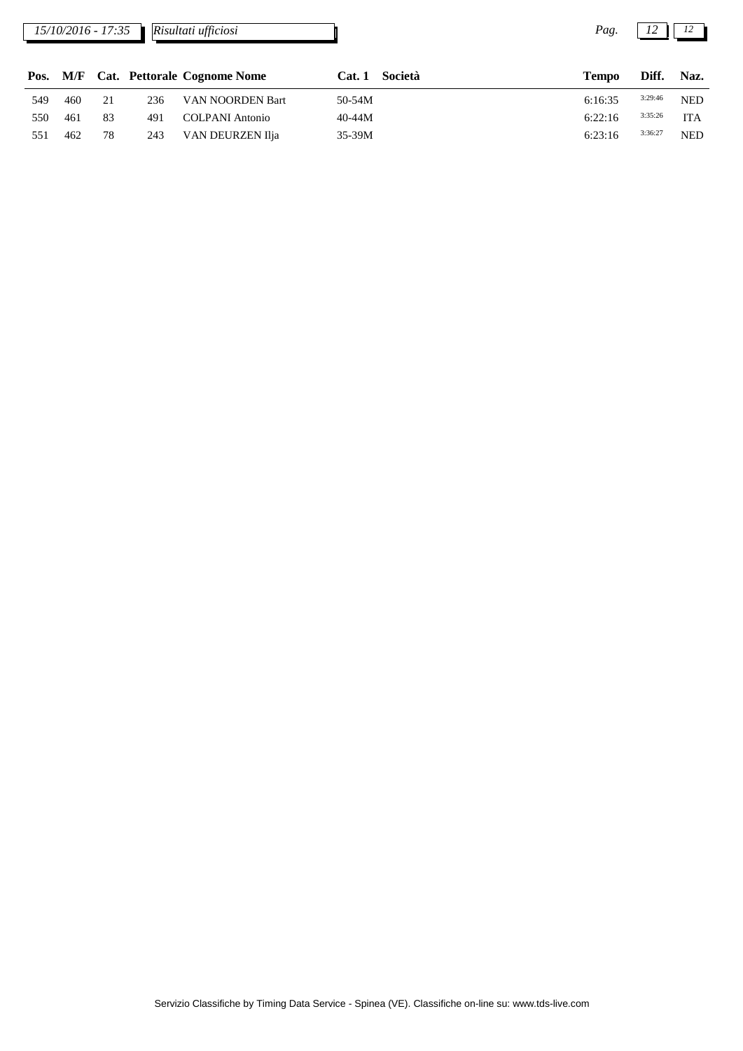| Pos. | M/F | Cat. | Pettorale | Cognome Nome | Cat. 1 | Società | Tempo | Diff. | Naz. |
|---|---|---|---|---|---|---|---|---|---|
| 549 | 460 | 21 | 236 | VAN NOORDEN Bart | 50-54M | | 6:16:35 | 3:29:46 | NED |
| 550 | 461 | 83 | 491 | COLPANI Antonio | 40-44M | | 6:22:16 | 3:35:26 | ITA |
| 551 | 462 | 78 | 243 | VAN DEURZEN Ilja | 35-39M | | 6:23:16 | 3:36:27 | NED |

Servizio Classifiche by Timing Data Service - Spinea (VE). Classifiche on-line su: www.tds-live.com